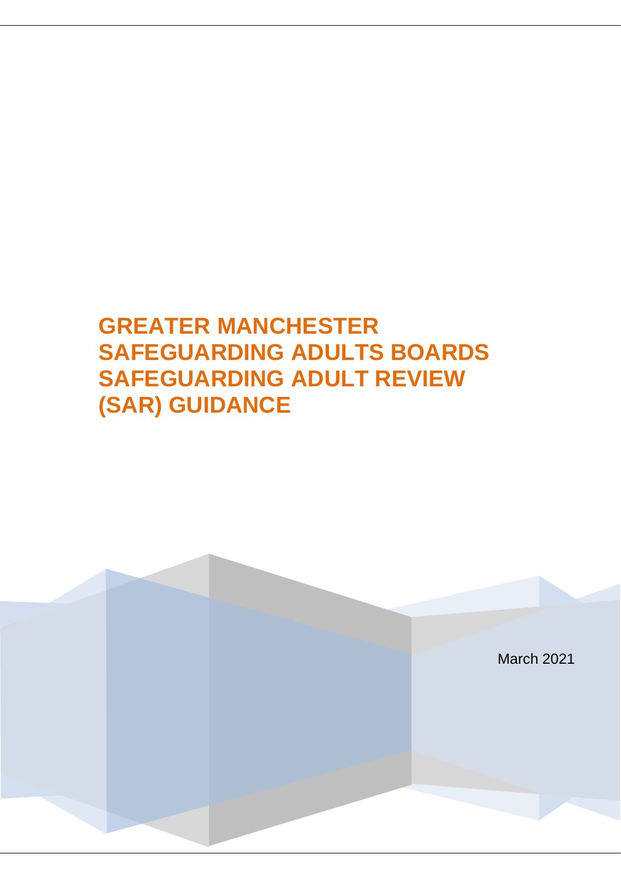# GREATER MANCHESTER SAFEGUARDING ADULTS BOARDS SAFEGUARDING ADULT REVIEW (SAR) GUIDANCE

March 2021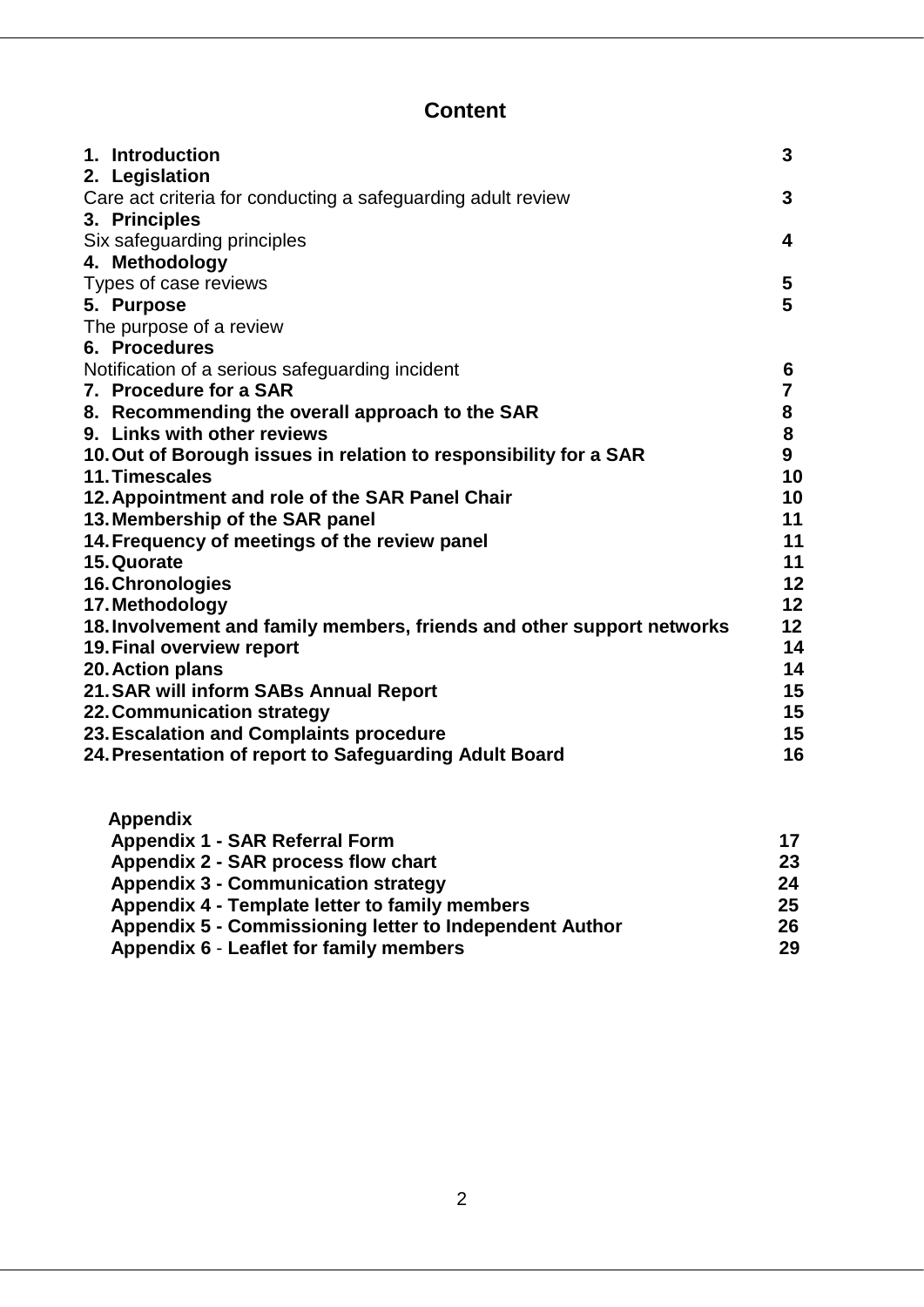## Content

| | |
|---|---|
| **1. Introduction** | **3** |
| **2. Legislation** | |
| Care act criteria for conducting a safeguarding adult review | **3** |
| **3. Principles** | |
| Six safeguarding principles | **4** |
| **4. Methodology** | |
| Types of case reviews | **5** |
| **5. Purpose** | **5** |
| The purpose of a review | |
| **6. Procedures** | |
| Notification of a serious safeguarding incident | **6** |
| **7. Procedure for a SAR** | **7** |
| **8. Recommending the overall approach to the SAR** | **8** |
| **9. Links with other reviews** | **8** |
| **10. Out of Borough issues in relation to responsibility for a SAR** | **9** |
| **11. Timescales** | **10** |
| **12. Appointment and role of the SAR Panel Chair** | **10** |
| **13. Membership of the SAR panel** | **11** |
| **14. Frequency of meetings of the review panel** | **11** |
| **15. Quorate** | **11** |
| **16. Chronologies** | **12** |
| **17. Methodology** | **12** |
| **18. Involvement and family members, friends and other support networks** | **12** |
| **19. Final overview report** | **14** |
| **20. Action plans** | **14** |
| **21. SAR will inform SABs Annual Report** | **15** |
| **22. Communication strategy** | **15** |
| **23. Escalation and Complaints procedure** | **15** |
| **24. Presentation of report to Safeguarding Adult Board** | **16** |

**Appendix**

| | |
|---|---|
| **Appendix 1 - SAR Referral Form** | **17** |
| **Appendix 2 - SAR process flow chart** | **23** |
| **Appendix 3 - Communication strategy** | **24** |
| **Appendix 4 - Template letter to family members** | **25** |
| **Appendix 5 - Commissioning letter to Independent Author** | **26** |
| **Appendix 6 - Leaflet for family members** | **29** |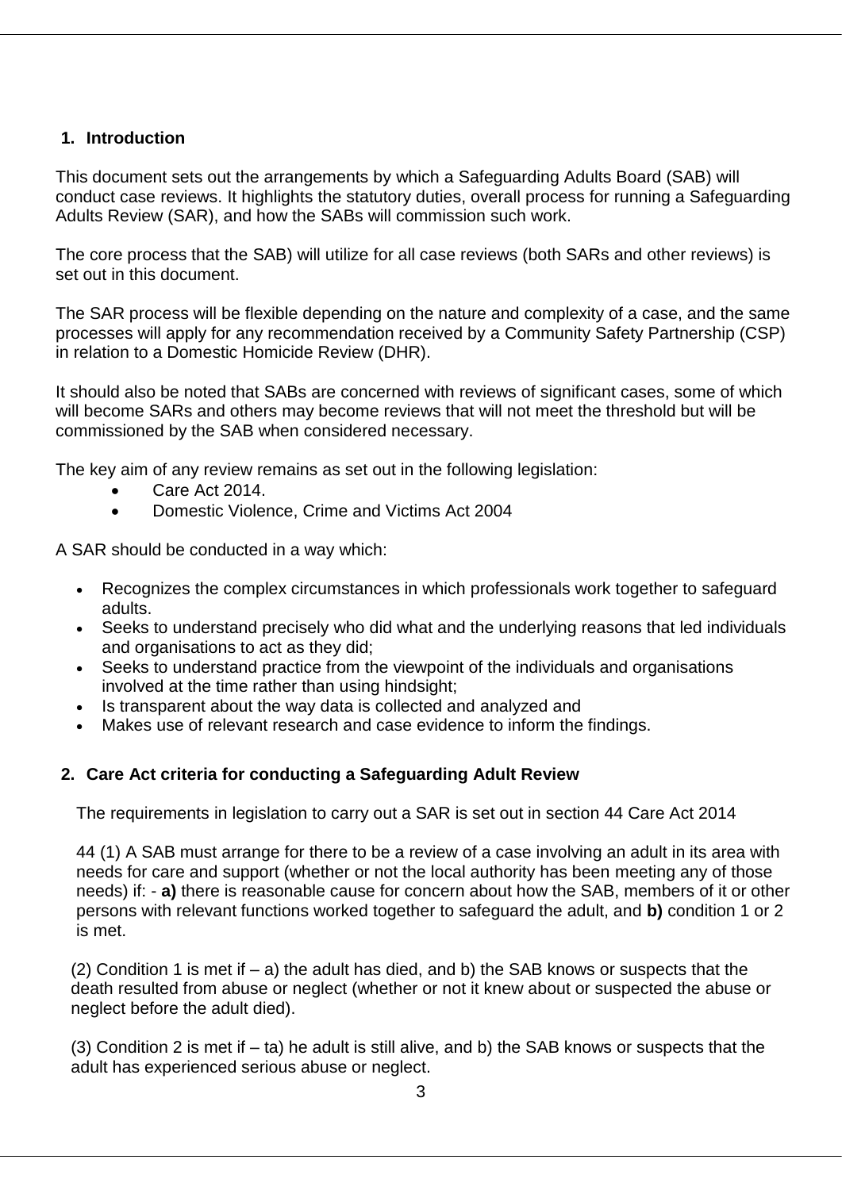## 1. Introduction

This document sets out the arrangements by which a Safeguarding Adults Board (SAB) will conduct case reviews. It highlights the statutory duties, overall process for running a Safeguarding Adults Review (SAR), and how the SABs will commission such work.

The core process that the SAB) will utilize for all case reviews (both SARs and other reviews) is set out in this document.

The SAR process will be flexible depending on the nature and complexity of a case, and the same processes will apply for any recommendation received by a Community Safety Partnership (CSP) in relation to a Domestic Homicide Review (DHR).

It should also be noted that SABs are concerned with reviews of significant cases, some of which will become SARs and others may become reviews that will not meet the threshold but will be commissioned by the SAB when considered necessary.

The key aim of any review remains as set out in the following legislation:

- Care Act 2014.
- Domestic Violence, Crime and Victims Act 2004

A SAR should be conducted in a way which:

- Recognizes the complex circumstances in which professionals work together to safeguard adults.
- Seeks to understand precisely who did what and the underlying reasons that led individuals and organisations to act as they did;
- Seeks to understand practice from the viewpoint of the individuals and organisations involved at the time rather than using hindsight;
- Is transparent about the way data is collected and analyzed and
- Makes use of relevant research and case evidence to inform the findings.

## 2. Care Act criteria for conducting a Safeguarding Adult Review

The requirements in legislation to carry out a SAR is set out in section 44 Care Act 2014

44 (1) A SAB must arrange for there to be a review of a case involving an adult in its area with needs for care and support (whether or not the local authority has been meeting any of those needs) if: - **a)** there is reasonable cause for concern about how the SAB, members of it or other persons with relevant functions worked together to safeguard the adult, and **b)** condition 1 or 2 is met.

(2) Condition 1 is met if – a) the adult has died, and b) the SAB knows or suspects that the death resulted from abuse or neglect (whether or not it knew about or suspected the abuse or neglect before the adult died).

(3) Condition 2 is met if – ta) he adult is still alive, and b) the SAB knows or suspects that the adult has experienced serious abuse or neglect.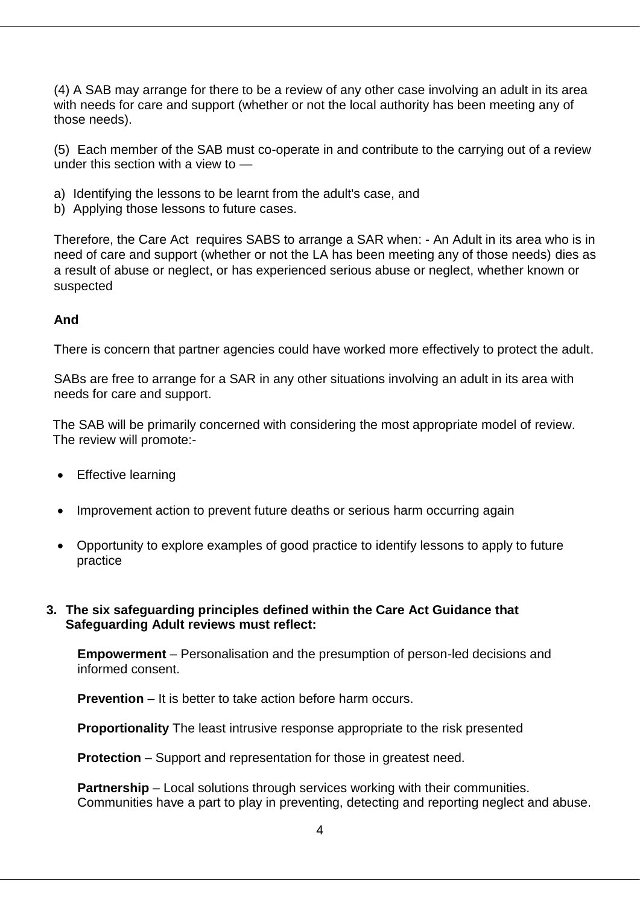(4) A SAB may arrange for there to be a review of any other case involving an adult in its area with needs for care and support (whether or not the local authority has been meeting any of those needs).

(5) Each member of the SAB must co-operate in and contribute to the carrying out of a review under this section with a view to —

a) Identifying the lessons to be learnt from the adult's case, and
b) Applying those lessons to future cases.

Therefore, the Care Act requires SABS to arrange a SAR when: - An Adult in its area who is in need of care and support (whether or not the LA has been meeting any of those needs) dies as a result of abuse or neglect, or has experienced serious abuse or neglect, whether known or suspected

**And**

There is concern that partner agencies could have worked more effectively to protect the adult.

SABs are free to arrange for a SAR in any other situations involving an adult in its area with needs for care and support.

The SAB will be primarily concerned with considering the most appropriate model of review. The review will promote:-

- Effective learning
- Improvement action to prevent future deaths or serious harm occurring again
- Opportunity to explore examples of good practice to identify lessons to apply to future practice

**3. The six safeguarding principles defined within the Care Act Guidance that Safeguarding Adult reviews must reflect:**

**Empowerment** – Personalisation and the presumption of person-led decisions and informed consent.

**Prevention** – It is better to take action before harm occurs.

**Proportionality** The least intrusive response appropriate to the risk presented

**Protection** – Support and representation for those in greatest need.

**Partnership** – Local solutions through services working with their communities. Communities have a part to play in preventing, detecting and reporting neglect and abuse.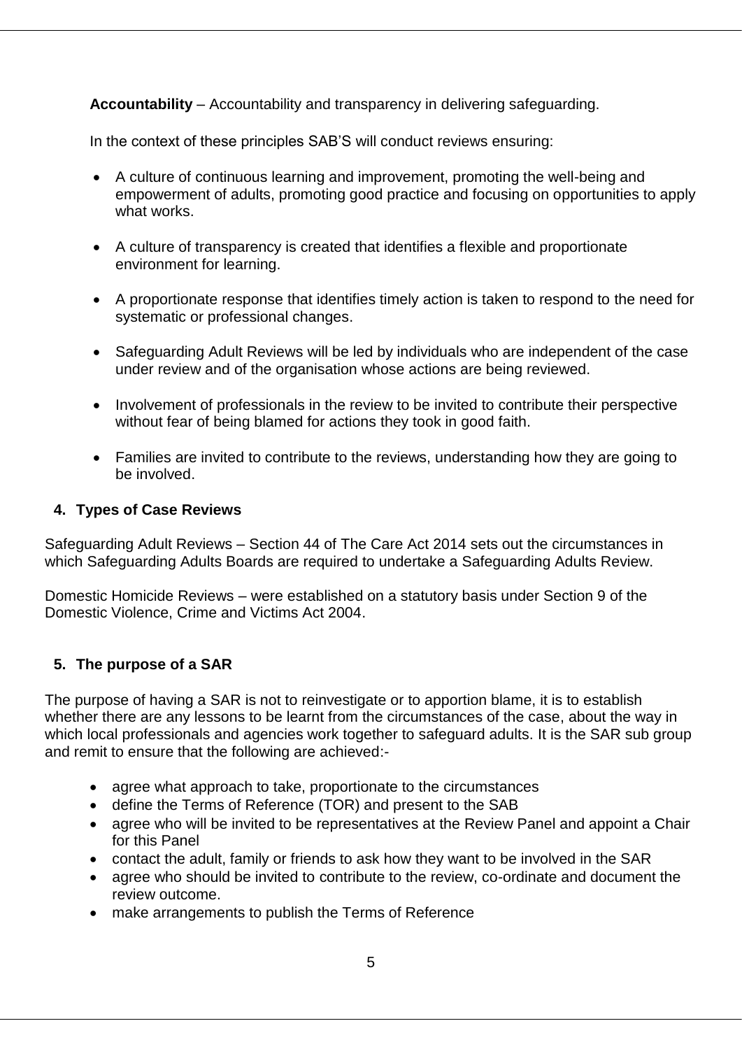**Accountability** – Accountability and transparency in delivering safeguarding.

In the context of these principles SAB'S will conduct reviews ensuring:

- A culture of continuous learning and improvement, promoting the well-being and empowerment of adults, promoting good practice and focusing on opportunities to apply what works.
- A culture of transparency is created that identifies a flexible and proportionate environment for learning.
- A proportionate response that identifies timely action is taken to respond to the need for systematic or professional changes.
- Safeguarding Adult Reviews will be led by individuals who are independent of the case under review and of the organisation whose actions are being reviewed.
- Involvement of professionals in the review to be invited to contribute their perspective without fear of being blamed for actions they took in good faith.
- Families are invited to contribute to the reviews, understanding how they are going to be involved.

## 4. Types of Case Reviews

Safeguarding Adult Reviews – Section 44 of The Care Act 2014 sets out the circumstances in which Safeguarding Adults Boards are required to undertake a Safeguarding Adults Review.

Domestic Homicide Reviews – were established on a statutory basis under Section 9 of the Domestic Violence, Crime and Victims Act 2004.

## 5. The purpose of a SAR

The purpose of having a SAR is not to reinvestigate or to apportion blame, it is to establish whether there are any lessons to be learnt from the circumstances of the case, about the way in which local professionals and agencies work together to safeguard adults. It is the SAR sub group and remit to ensure that the following are achieved:-

- agree what approach to take, proportionate to the circumstances
- define the Terms of Reference (TOR) and present to the SAB
- agree who will be invited to be representatives at the Review Panel and appoint a Chair for this Panel
- contact the adult, family or friends to ask how they want to be involved in the SAR
- agree who should be invited to contribute to the review, co-ordinate and document the review outcome.
- make arrangements to publish the Terms of Reference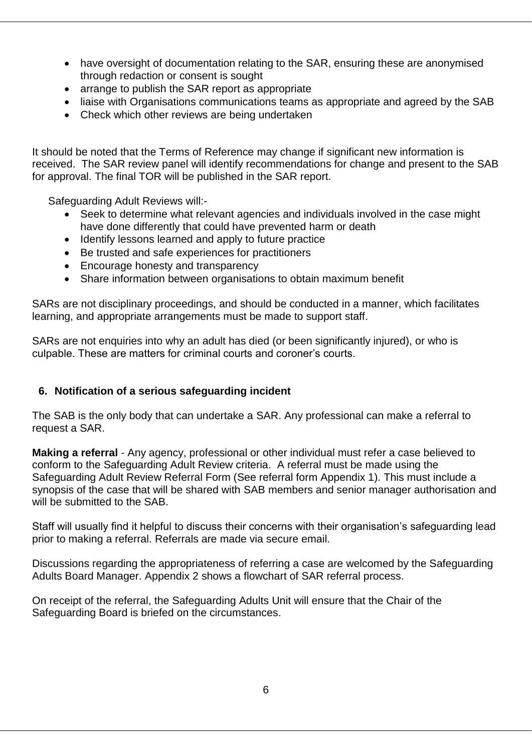- have oversight of documentation relating to the SAR, ensuring these are anonymised through redaction or consent is sought
- arrange to publish the SAR report as appropriate
- liaise with Organisations communications teams as appropriate and agreed by the SAB
- Check which other reviews are being undertaken

It should be noted that the Terms of Reference may change if significant new information is received. The SAR review panel will identify recommendations for change and present to the SAB for approval. The final TOR will be published in the SAR report.

Safeguarding Adult Reviews will:-

- Seek to determine what relevant agencies and individuals involved in the case might have done differently that could have prevented harm or death
- Identify lessons learned and apply to future practice
- Be trusted and safe experiences for practitioners
- Encourage honesty and transparency
- Share information between organisations to obtain maximum benefit

SARs are not disciplinary proceedings, and should be conducted in a manner, which facilitates learning, and appropriate arrangements must be made to support staff.

SARs are not enquiries into why an adult has died (or been significantly injured), or who is culpable. These are matters for criminal courts and coroner's courts.

## 6. Notification of a serious safeguarding incident

The SAB is the only body that can undertake a SAR. Any professional can make a referral to request a SAR.

**Making a referral** - Any agency, professional or other individual must refer a case believed to conform to the Safeguarding Adult Review criteria. A referral must be made using the Safeguarding Adult Review Referral Form (See referral form Appendix 1). This must include a synopsis of the case that will be shared with SAB members and senior manager authorisation and will be submitted to the SAB.

Staff will usually find it helpful to discuss their concerns with their organisation's safeguarding lead prior to making a referral. Referrals are made via secure email.

Discussions regarding the appropriateness of referring a case are welcomed by the Safeguarding Adults Board Manager. Appendix 2 shows a flowchart of SAR referral process.

On receipt of the referral, the Safeguarding Adults Unit will ensure that the Chair of the Safeguarding Board is briefed on the circumstances.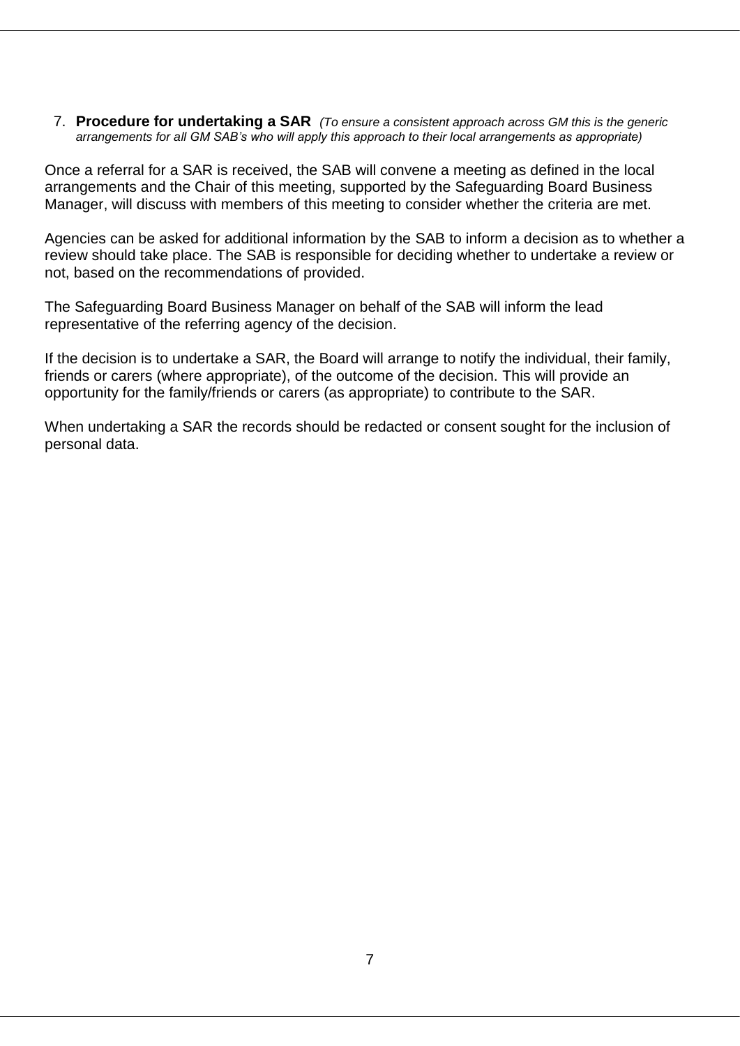7. **Procedure for undertaking a SAR** *(To ensure a consistent approach across GM this is the generic arrangements for all GM SAB's who will apply this approach to their local arrangements as appropriate)*

Once a referral for a SAR is received, the SAB will convene a meeting as defined in the local arrangements and the Chair of this meeting, supported by the Safeguarding Board Business Manager, will discuss with members of this meeting to consider whether the criteria are met.

Agencies can be asked for additional information by the SAB to inform a decision as to whether a review should take place. The SAB is responsible for deciding whether to undertake a review or not, based on the recommendations of provided.

The Safeguarding Board Business Manager on behalf of the SAB will inform the lead representative of the referring agency of the decision.

If the decision is to undertake a SAR, the Board will arrange to notify the individual, their family, friends or carers (where appropriate), of the outcome of the decision. This will provide an opportunity for the family/friends or carers (as appropriate) to contribute to the SAR.

When undertaking a SAR the records should be redacted or consent sought for the inclusion of personal data.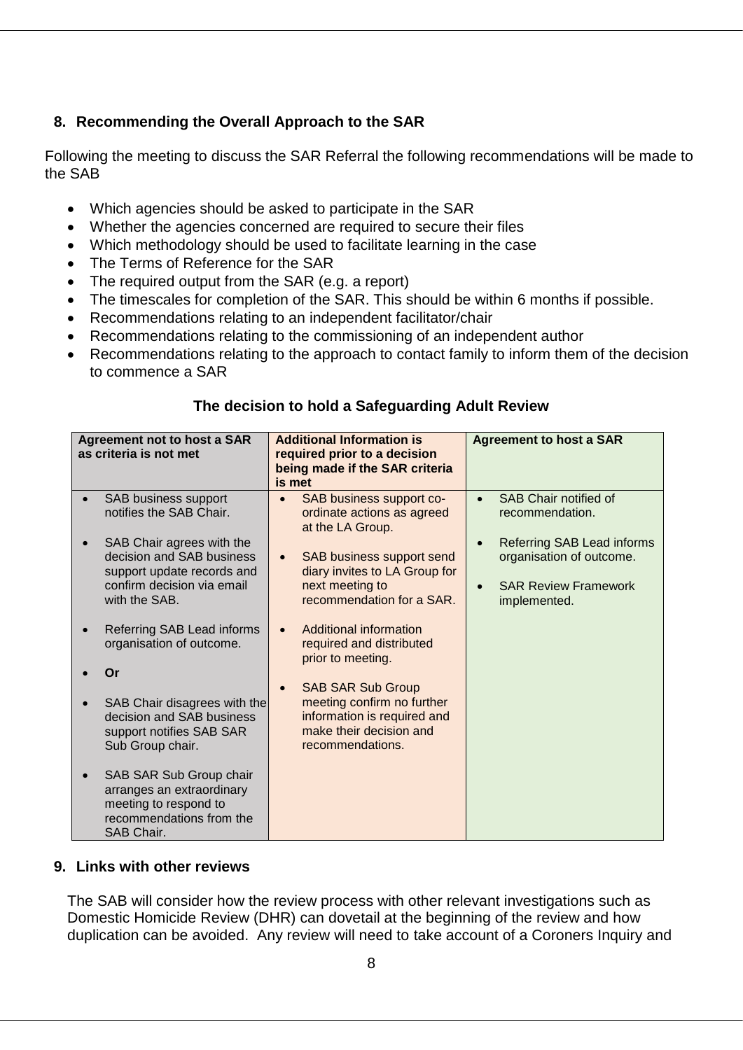## 8. Recommending the Overall Approach to the SAR

Following the meeting to discuss the SAR Referral the following recommendations will be made to the SAB

- Which agencies should be asked to participate in the SAR
- Whether the agencies concerned are required to secure their files
- Which methodology should be used to facilitate learning in the case
- The Terms of Reference for the SAR
- The required output from the SAR (e.g. a report)
- The timescales for completion of the SAR. This should be within 6 months if possible.
- Recommendations relating to an independent facilitator/chair
- Recommendations relating to the commissioning of an independent author
- Recommendations relating to the approach to contact family to inform them of the decision to commence a SAR

**The decision to hold a Safeguarding Adult Review**

| Agreement not to host a SAR as criteria is not met | Additional Information is required prior to a decision being made if the SAR criteria is met | Agreement to host a SAR |
|---|---|---|
| • SAB business support notifies the SAB Chair.<br><br>• SAB Chair agrees with the decision and SAB business support update records and confirm decision via email with the SAB.<br><br>• Referring SAB Lead informs organisation of outcome.<br><br>• **Or**<br><br>• SAB Chair disagrees with the decision and SAB business support notifies SAB SAR Sub Group chair.<br><br>• SAB SAR Sub Group chair arranges an extraordinary meeting to respond to recommendations from the SAB Chair. | • SAB business support co-ordinate actions as agreed at the LA Group.<br><br>• SAB business support send diary invites to LA Group for next meeting to recommendation for a SAR.<br><br>• Additional information required and distributed prior to meeting.<br><br>• SAB SAR Sub Group meeting confirm no further information is required and make their decision and recommendations. | • SAB Chair notified of recommendation.<br><br>• Referring SAB Lead informs organisation of outcome.<br><br>• SAR Review Framework implemented. |

## 9. Links with other reviews

The SAB will consider how the review process with other relevant investigations such as Domestic Homicide Review (DHR) can dovetail at the beginning of the review and how duplication can be avoided. Any review will need to take account of a Coroners Inquiry and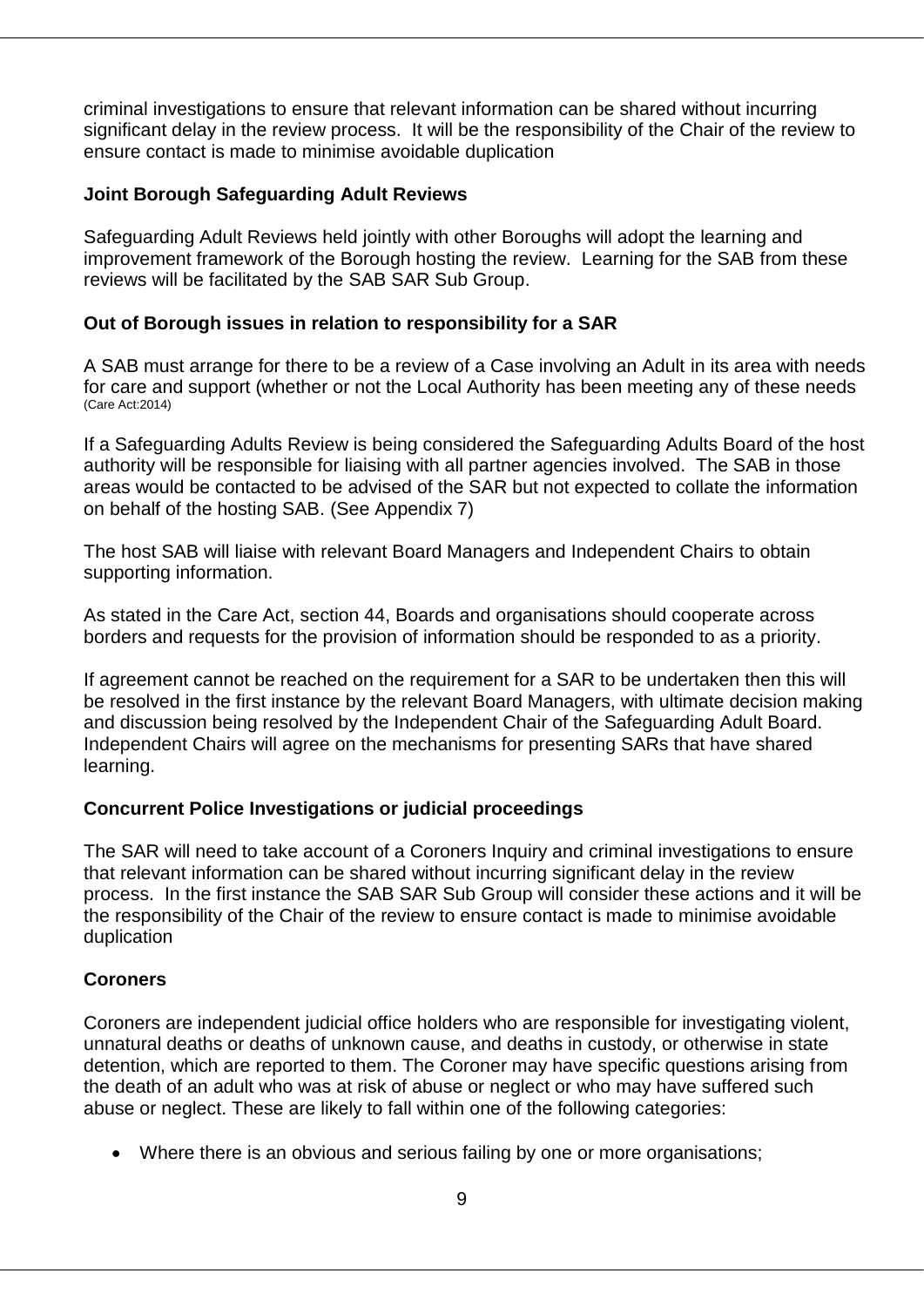criminal investigations to ensure that relevant information can be shared without incurring significant delay in the review process. It will be the responsibility of the Chair of the review to ensure contact is made to minimise avoidable duplication

**Joint Borough Safeguarding Adult Reviews**

Safeguarding Adult Reviews held jointly with other Boroughs will adopt the learning and improvement framework of the Borough hosting the review. Learning for the SAB from these reviews will be facilitated by the SAB SAR Sub Group.

**Out of Borough issues in relation to responsibility for a SAR**

A SAB must arrange for there to be a review of a Case involving an Adult in its area with needs for care and support (whether or not the Local Authority has been meeting any of these needs (Care Act:2014)

If a Safeguarding Adults Review is being considered the Safeguarding Adults Board of the host authority will be responsible for liaising with all partner agencies involved. The SAB in those areas would be contacted to be advised of the SAR but not expected to collate the information on behalf of the hosting SAB. (See Appendix 7)

The host SAB will liaise with relevant Board Managers and Independent Chairs to obtain supporting information.

As stated in the Care Act, section 44, Boards and organisations should cooperate across borders and requests for the provision of information should be responded to as a priority.

If agreement cannot be reached on the requirement for a SAR to be undertaken then this will be resolved in the first instance by the relevant Board Managers, with ultimate decision making and discussion being resolved by the Independent Chair of the Safeguarding Adult Board. Independent Chairs will agree on the mechanisms for presenting SARs that have shared learning.

**Concurrent Police Investigations or judicial proceedings**

The SAR will need to take account of a Coroners Inquiry and criminal investigations to ensure that relevant information can be shared without incurring significant delay in the review process. In the first instance the SAB SAR Sub Group will consider these actions and it will be the responsibility of the Chair of the review to ensure contact is made to minimise avoidable duplication

**Coroners**

Coroners are independent judicial office holders who are responsible for investigating violent, unnatural deaths or deaths of unknown cause, and deaths in custody, or otherwise in state detention, which are reported to them. The Coroner may have specific questions arising from the death of an adult who was at risk of abuse or neglect or who may have suffered such abuse or neglect. These are likely to fall within one of the following categories:

- Where there is an obvious and serious failing by one or more organisations;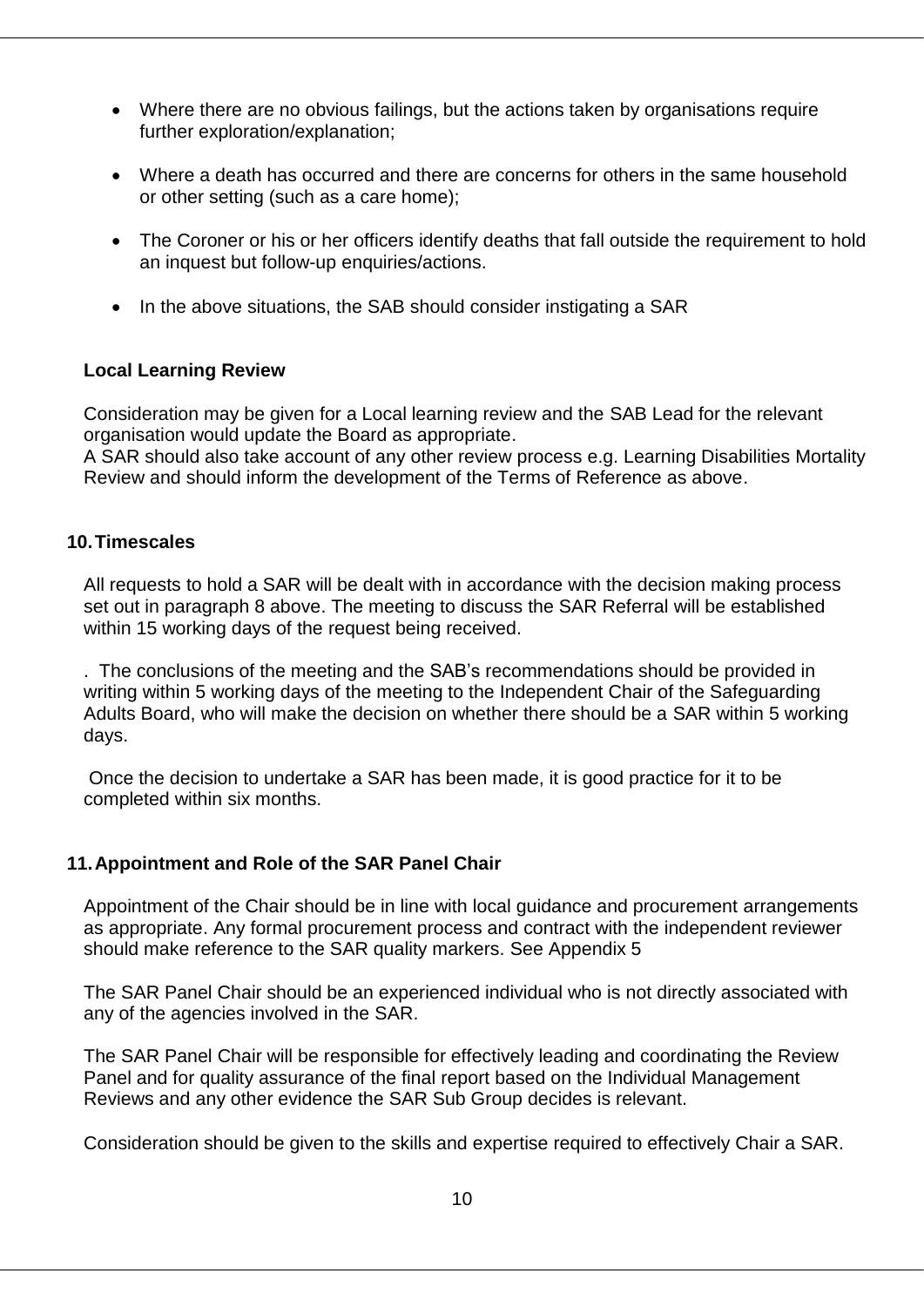- Where there are no obvious failings, but the actions taken by organisations require further exploration/explanation;
- Where a death has occurred and there are concerns for others in the same household or other setting (such as a care home);
- The Coroner or his or her officers identify deaths that fall outside the requirement to hold an inquest but follow-up enquiries/actions.
- In the above situations, the SAB should consider instigating a SAR

**Local Learning Review**

Consideration may be given for a Local learning review and the SAB Lead for the relevant organisation would update the Board as appropriate.
A SAR should also take account of any other review process e.g. Learning Disabilities Mortality Review and should inform the development of the Terms of Reference as above.

## 10. Timescales

All requests to hold a SAR will be dealt with in accordance with the decision making process set out in paragraph 8 above. The meeting to discuss the SAR Referral will be established within 15 working days of the request being received.

. The conclusions of the meeting and the SAB's recommendations should be provided in writing within 5 working days of the meeting to the Independent Chair of the Safeguarding Adults Board, who will make the decision on whether there should be a SAR within 5 working days.

Once the decision to undertake a SAR has been made, it is good practice for it to be completed within six months.

## 11. Appointment and Role of the SAR Panel Chair

Appointment of the Chair should be in line with local guidance and procurement arrangements as appropriate. Any formal procurement process and contract with the independent reviewer should make reference to the SAR quality markers. See Appendix 5

The SAR Panel Chair should be an experienced individual who is not directly associated with any of the agencies involved in the SAR.

The SAR Panel Chair will be responsible for effectively leading and coordinating the Review Panel and for quality assurance of the final report based on the Individual Management Reviews and any other evidence the SAR Sub Group decides is relevant.

Consideration should be given to the skills and expertise required to effectively Chair a SAR.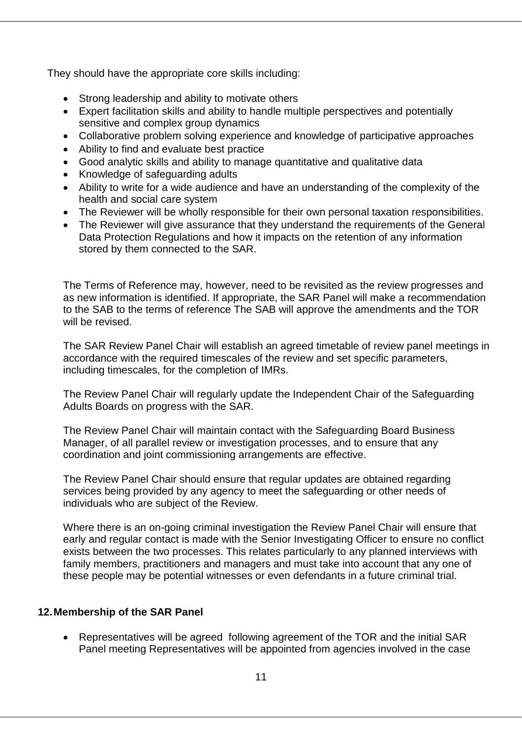They should have the appropriate core skills including:

- Strong leadership and ability to motivate others
- Expert facilitation skills and ability to handle multiple perspectives and potentially sensitive and complex group dynamics
- Collaborative problem solving experience and knowledge of participative approaches
- Ability to find and evaluate best practice
- Good analytic skills and ability to manage quantitative and qualitative data
- Knowledge of safeguarding adults
- Ability to write for a wide audience and have an understanding of the complexity of the health and social care system
- The Reviewer will be wholly responsible for their own personal taxation responsibilities.
- The Reviewer will give assurance that they understand the requirements of the General Data Protection Regulations and how it impacts on the retention of any information stored by them connected to the SAR.

The Terms of Reference may, however, need to be revisited as the review progresses and as new information is identified. If appropriate, the SAR Panel will make a recommendation to the SAB to the terms of reference The SAB will approve the amendments and the TOR will be revised.

The SAR Review Panel Chair will establish an agreed timetable of review panel meetings in accordance with the required timescales of the review and set specific parameters, including timescales, for the completion of IMRs.

The Review Panel Chair will regularly update the Independent Chair of the Safeguarding Adults Boards on progress with the SAR.

The Review Panel Chair will maintain contact with the Safeguarding Board Business Manager, of all parallel review or investigation processes, and to ensure that any coordination and joint commissioning arrangements are effective.

The Review Panel Chair should ensure that regular updates are obtained regarding services being provided by any agency to meet the safeguarding or other needs of individuals who are subject of the Review.

Where there is an on-going criminal investigation the Review Panel Chair will ensure that early and regular contact is made with the Senior Investigating Officer to ensure no conflict exists between the two processes. This relates particularly to any planned interviews with family members, practitioners and managers and must take into account that any one of these people may be potential witnesses or even defendants in a future criminal trial.

## 12. Membership of the SAR Panel

- Representatives will be agreed following agreement of the TOR and the initial SAR Panel meeting Representatives will be appointed from agencies involved in the case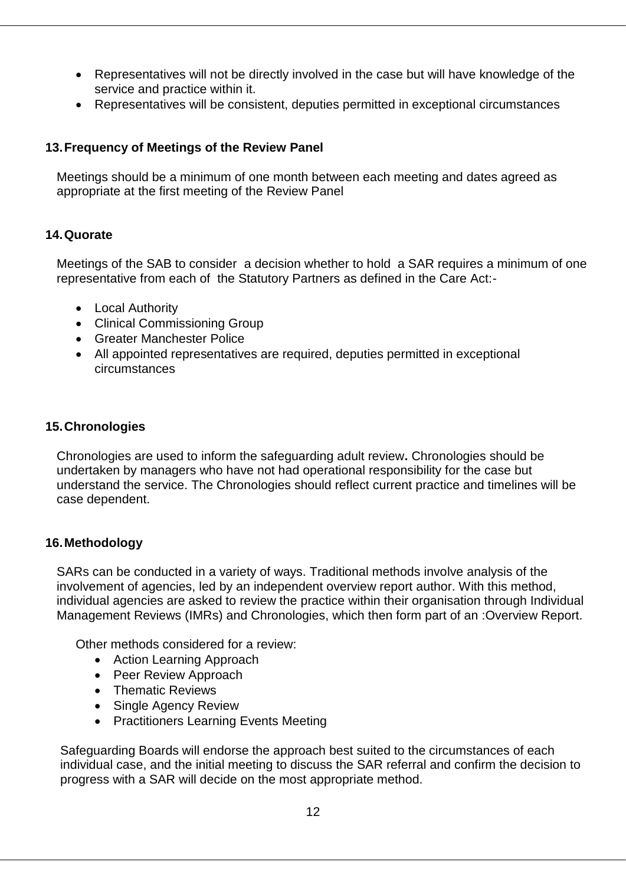- Representatives will not be directly involved in the case but will have knowledge of the service and practice within it.
- Representatives will be consistent, deputies permitted in exceptional circumstances

## 13. Frequency of Meetings of the Review Panel

Meetings should be a minimum of one month between each meeting and dates agreed as appropriate at the first meeting of the Review Panel

## 14. Quorate

Meetings of the SAB to consider a decision whether to hold a SAR requires a minimum of one representative from each of the Statutory Partners as defined in the Care Act:-

- Local Authority
- Clinical Commissioning Group
- Greater Manchester Police
- All appointed representatives are required, deputies permitted in exceptional circumstances

## 15. Chronologies

Chronologies are used to inform the safeguarding adult review**.** Chronologies should be undertaken by managers who have not had operational responsibility for the case but understand the service. The Chronologies should reflect current practice and timelines will be case dependent.

## 16. Methodology

SARs can be conducted in a variety of ways. Traditional methods involve analysis of the involvement of agencies, led by an independent overview report author. With this method, individual agencies are asked to review the practice within their organisation through Individual Management Reviews (IMRs) and Chronologies, which then form part of an :Overview Report.

Other methods considered for a review:

- Action Learning Approach
- Peer Review Approach
- Thematic Reviews
- Single Agency Review
- Practitioners Learning Events Meeting

Safeguarding Boards will endorse the approach best suited to the circumstances of each individual case, and the initial meeting to discuss the SAR referral and confirm the decision to progress with a SAR will decide on the most appropriate method.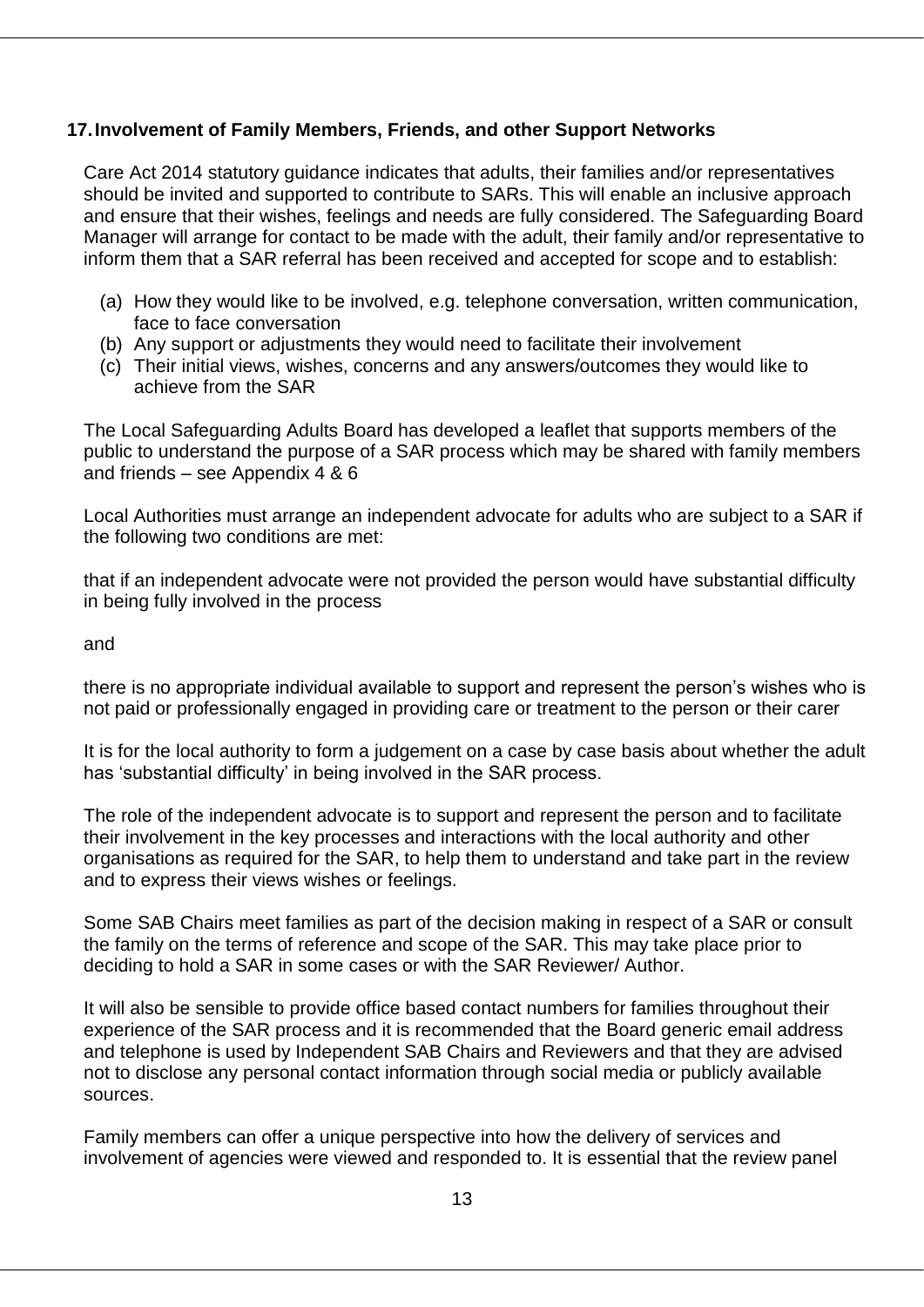## 17. Involvement of Family Members, Friends, and other Support Networks

Care Act 2014 statutory guidance indicates that adults, their families and/or representatives should be invited and supported to contribute to SARs. This will enable an inclusive approach and ensure that their wishes, feelings and needs are fully considered. The Safeguarding Board Manager will arrange for contact to be made with the adult, their family and/or representative to inform them that a SAR referral has been received and accepted for scope and to establish:

(a) How they would like to be involved, e.g. telephone conversation, written communication, face to face conversation
(b) Any support or adjustments they would need to facilitate their involvement
(c) Their initial views, wishes, concerns and any answers/outcomes they would like to achieve from the SAR

The Local Safeguarding Adults Board has developed a leaflet that supports members of the public to understand the purpose of a SAR process which may be shared with family members and friends – see Appendix 4 & 6

Local Authorities must arrange an independent advocate for adults who are subject to a SAR if the following two conditions are met:

that if an independent advocate were not provided the person would have substantial difficulty in being fully involved in the process

and

there is no appropriate individual available to support and represent the person's wishes who is not paid or professionally engaged in providing care or treatment to the person or their carer

It is for the local authority to form a judgement on a case by case basis about whether the adult has 'substantial difficulty' in being involved in the SAR process.

The role of the independent advocate is to support and represent the person and to facilitate their involvement in the key processes and interactions with the local authority and other organisations as required for the SAR, to help them to understand and take part in the review and to express their views wishes or feelings.

Some SAB Chairs meet families as part of the decision making in respect of a SAR or consult the family on the terms of reference and scope of the SAR. This may take place prior to deciding to hold a SAR in some cases or with the SAR Reviewer/ Author.

It will also be sensible to provide office based contact numbers for families throughout their experience of the SAR process and it is recommended that the Board generic email address and telephone is used by Independent SAB Chairs and Reviewers and that they are advised not to disclose any personal contact information through social media or publicly available sources.

Family members can offer a unique perspective into how the delivery of services and involvement of agencies were viewed and responded to. It is essential that the review panel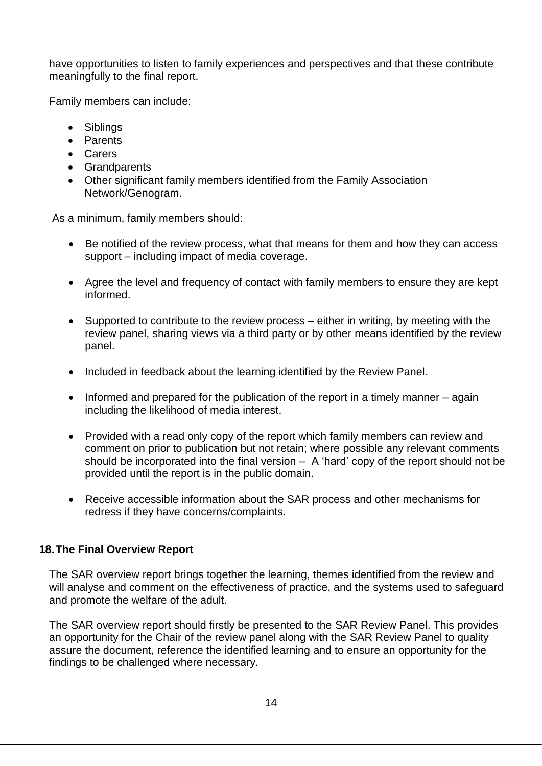have opportunities to listen to family experiences and perspectives and that these contribute meaningfully to the final report.

Family members can include:

- Siblings
- Parents
- Carers
- Grandparents
- Other significant family members identified from the Family Association Network/Genogram.

As a minimum, family members should:

- Be notified of the review process, what that means for them and how they can access support – including impact of media coverage.
- Agree the level and frequency of contact with family members to ensure they are kept informed.
- Supported to contribute to the review process – either in writing, by meeting with the review panel, sharing views via a third party or by other means identified by the review panel.
- Included in feedback about the learning identified by the Review Panel.
- Informed and prepared for the publication of the report in a timely manner – again including the likelihood of media interest.
- Provided with a read only copy of the report which family members can review and comment on prior to publication but not retain; where possible any relevant comments should be incorporated into the final version – A 'hard' copy of the report should not be provided until the report is in the public domain.
- Receive accessible information about the SAR process and other mechanisms for redress if they have concerns/complaints.

## 18. The Final Overview Report

The SAR overview report brings together the learning, themes identified from the review and will analyse and comment on the effectiveness of practice, and the systems used to safeguard and promote the welfare of the adult.

The SAR overview report should firstly be presented to the SAR Review Panel. This provides an opportunity for the Chair of the review panel along with the SAR Review Panel to quality assure the document, reference the identified learning and to ensure an opportunity for the findings to be challenged where necessary.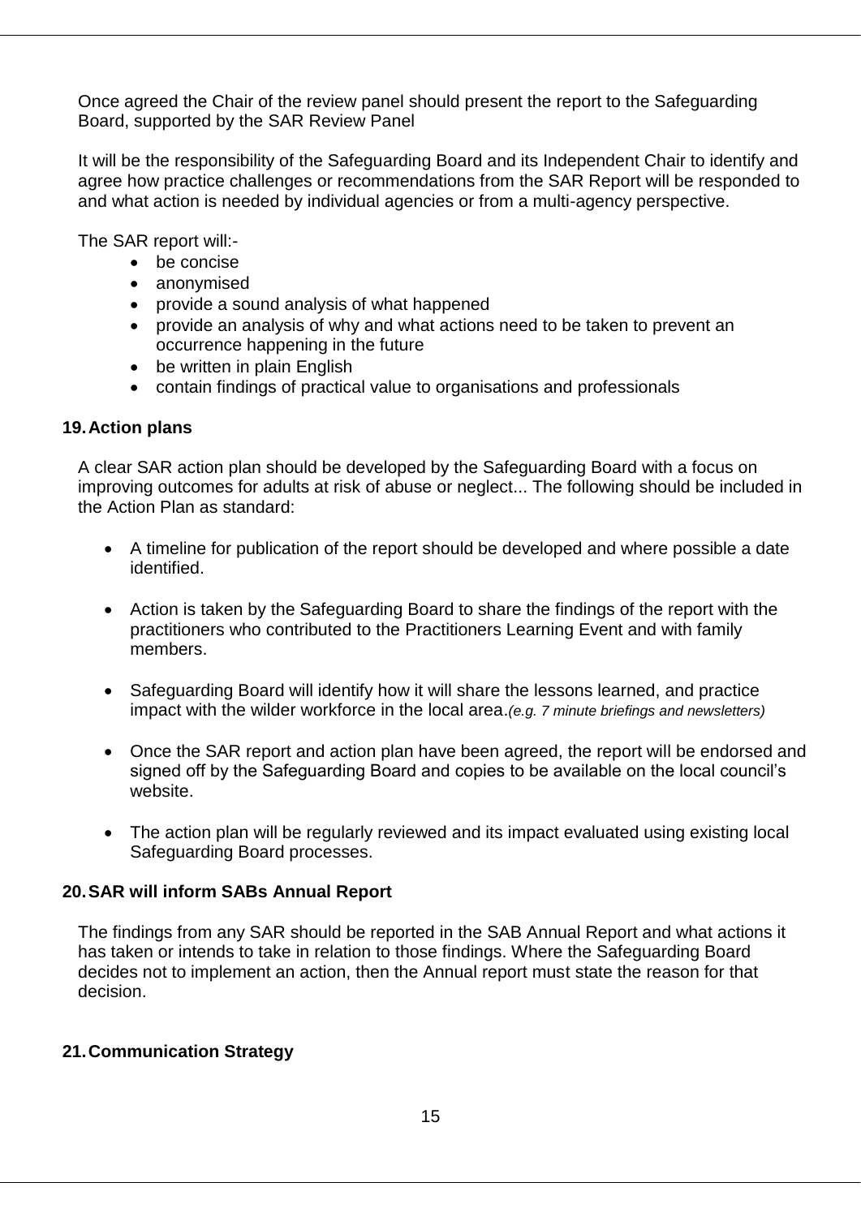Once agreed the Chair of the review panel should present the report to the Safeguarding Board, supported by the SAR Review Panel

It will be the responsibility of the Safeguarding Board and its Independent Chair to identify and agree how practice challenges or recommendations from the SAR Report will be responded to and what action is needed by individual agencies or from a multi-agency perspective.

The SAR report will:-

- be concise
- anonymised
- provide a sound analysis of what happened
- provide an analysis of why and what actions need to be taken to prevent an occurrence happening in the future
- be written in plain English
- contain findings of practical value to organisations and professionals

## 19. Action plans

A clear SAR action plan should be developed by the Safeguarding Board with a focus on improving outcomes for adults at risk of abuse or neglect... The following should be included in the Action Plan as standard:

- A timeline for publication of the report should be developed and where possible a date identified.
- Action is taken by the Safeguarding Board to share the findings of the report with the practitioners who contributed to the Practitioners Learning Event and with family members.
- Safeguarding Board will identify how it will share the lessons learned, and practice impact with the wilder workforce in the local area.*(e.g. 7 minute briefings and newsletters)*
- Once the SAR report and action plan have been agreed, the report will be endorsed and signed off by the Safeguarding Board and copies to be available on the local council's website.
- The action plan will be regularly reviewed and its impact evaluated using existing local Safeguarding Board processes.

## 20. SAR will inform SABs Annual Report

The findings from any SAR should be reported in the SAB Annual Report and what actions it has taken or intends to take in relation to those findings. Where the Safeguarding Board decides not to implement an action, then the Annual report must state the reason for that decision.

## 21. Communication Strategy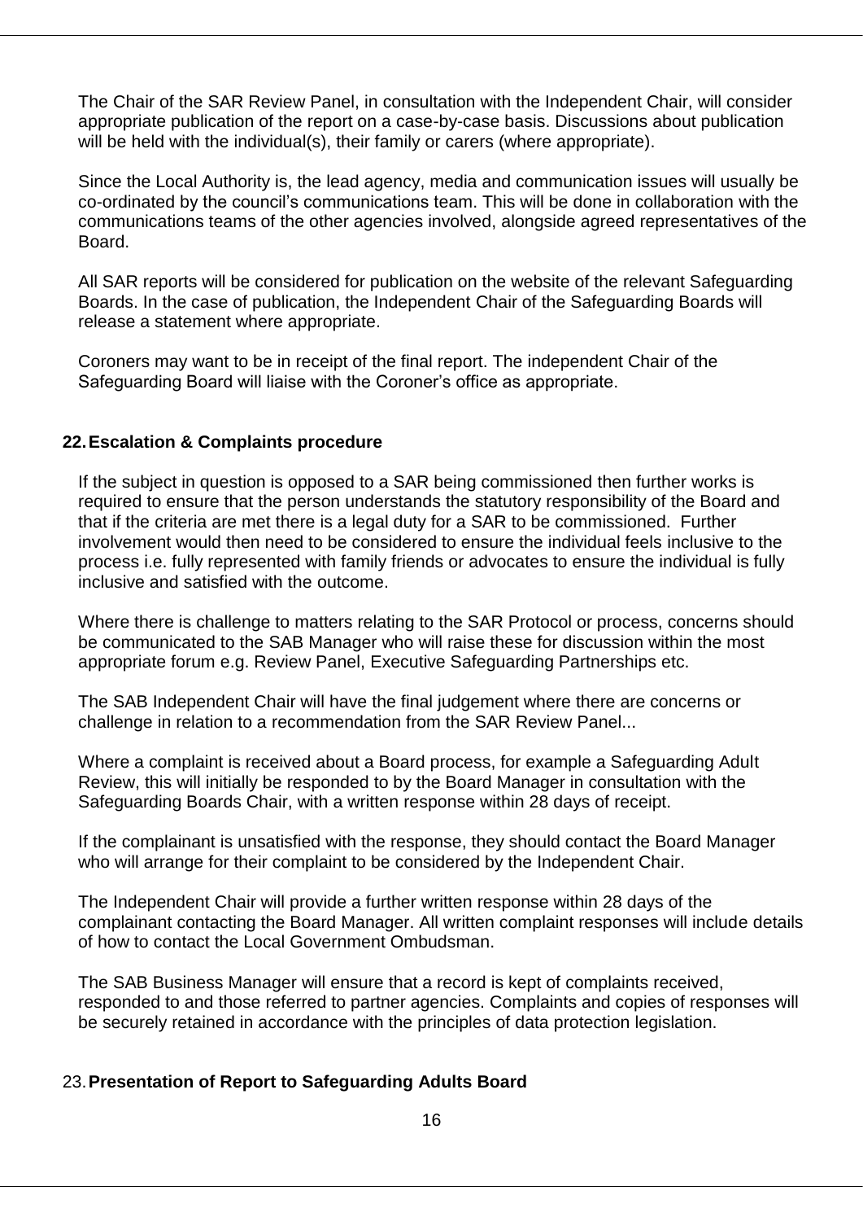The Chair of the SAR Review Panel, in consultation with the Independent Chair, will consider appropriate publication of the report on a case-by-case basis. Discussions about publication will be held with the individual(s), their family or carers (where appropriate).

Since the Local Authority is, the lead agency, media and communication issues will usually be co-ordinated by the council's communications team. This will be done in collaboration with the communications teams of the other agencies involved, alongside agreed representatives of the Board.

All SAR reports will be considered for publication on the website of the relevant Safeguarding Boards. In the case of publication, the Independent Chair of the Safeguarding Boards will release a statement where appropriate.

Coroners may want to be in receipt of the final report. The independent Chair of the Safeguarding Board will liaise with the Coroner's office as appropriate.

## 22. Escalation & Complaints procedure

If the subject in question is opposed to a SAR being commissioned then further works is required to ensure that the person understands the statutory responsibility of the Board and that if the criteria are met there is a legal duty for a SAR to be commissioned. Further involvement would then need to be considered to ensure the individual feels inclusive to the process i.e. fully represented with family friends or advocates to ensure the individual is fully inclusive and satisfied with the outcome.

Where there is challenge to matters relating to the SAR Protocol or process, concerns should be communicated to the SAB Manager who will raise these for discussion within the most appropriate forum e.g. Review Panel, Executive Safeguarding Partnerships etc.

The SAB Independent Chair will have the final judgement where there are concerns or challenge in relation to a recommendation from the SAR Review Panel...

Where a complaint is received about a Board process, for example a Safeguarding Adult Review, this will initially be responded to by the Board Manager in consultation with the Safeguarding Boards Chair, with a written response within 28 days of receipt.

If the complainant is unsatisfied with the response, they should contact the Board Manager who will arrange for their complaint to be considered by the Independent Chair.

The Independent Chair will provide a further written response within 28 days of the complainant contacting the Board Manager. All written complaint responses will include details of how to contact the Local Government Ombudsman.

The SAB Business Manager will ensure that a record is kept of complaints received, responded to and those referred to partner agencies. Complaints and copies of responses will be securely retained in accordance with the principles of data protection legislation.

## 23. Presentation of Report to Safeguarding Adults Board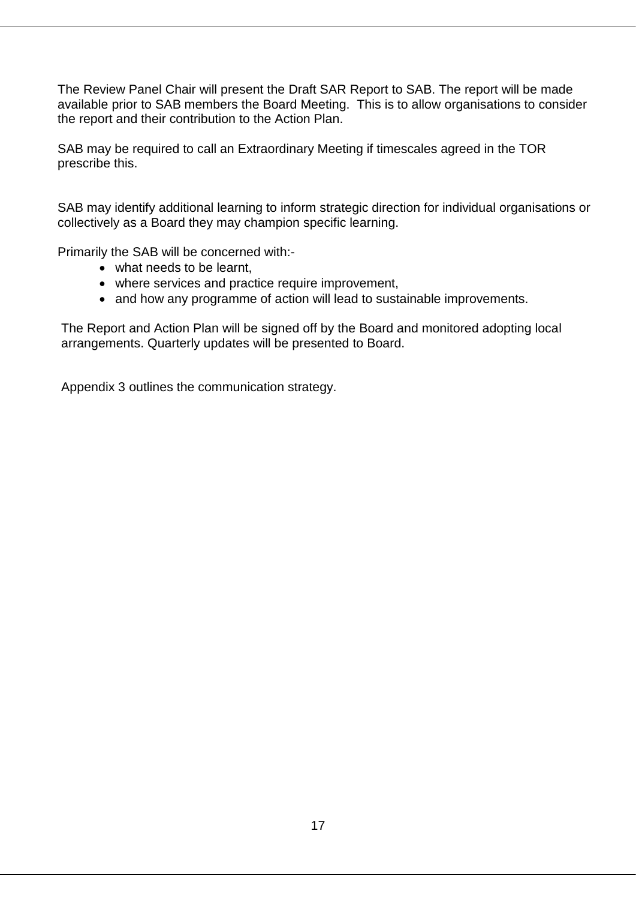The Review Panel Chair will present the Draft SAR Report to SAB. The report will be made available prior to SAB members the Board Meeting.  This is to allow organisations to consider the report and their contribution to the Action Plan.

SAB may be required to call an Extraordinary Meeting if timescales agreed in the TOR prescribe this.

SAB may identify additional learning to inform strategic direction for individual organisations or collectively as a Board they may champion specific learning.

Primarily the SAB will be concerned with:-

- what needs to be learnt,
- where services and practice require improvement,
- and how any programme of action will lead to sustainable improvements.

The Report and Action Plan will be signed off by the Board and monitored adopting local arrangements. Quarterly updates will be presented to Board.

Appendix 3 outlines the communication strategy.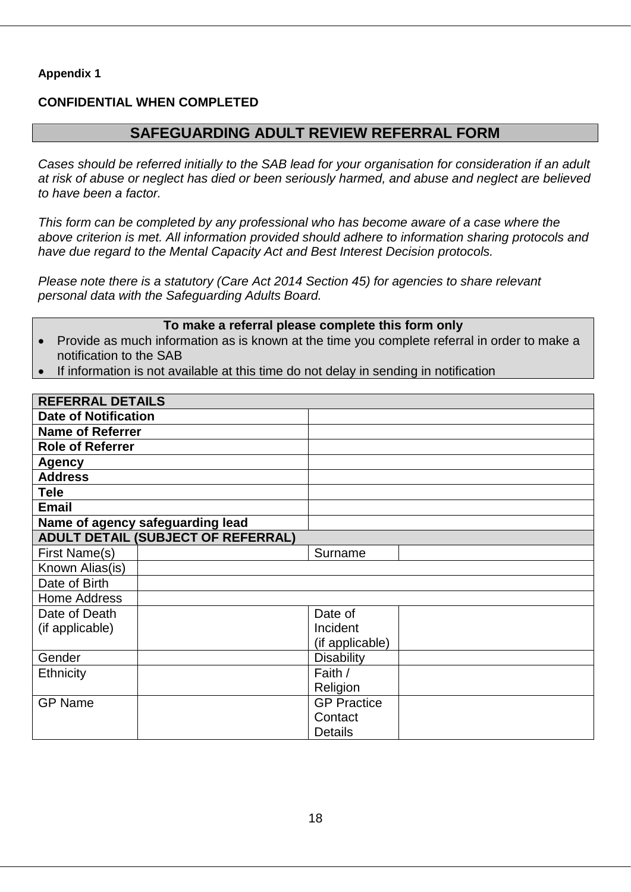**Appendix 1**

**CONFIDENTIAL WHEN COMPLETED**

## SAFEGUARDING ADULT REVIEW REFERRAL FORM

*Cases should be referred initially to the SAB lead for your organisation for consideration if an adult at risk of abuse or neglect has died or been seriously harmed, and abuse and neglect are believed to have been a factor.*

*This form can be completed by any professional who has become aware of a case where the above criterion is met. All information provided should adhere to information sharing protocols and have due regard to the Mental Capacity Act and Best Interest Decision protocols.*

*Please note there is a statutory (Care Act 2014 Section 45) for agencies to share relevant personal data with the Safeguarding Adults Board.*

**To make a referral please complete this form only**

- Provide as much information as is known at the time you complete referral in order to make a notification to the SAB
- If information is not available at this time do not delay in sending in notification

| **REFERRAL DETAILS** | |
|---|---|
| **Date of Notification** | |
| **Name of Referrer** | |
| **Role of Referrer** | |
| **Agency** | |
| **Address** | |
| **Tele** | |
| **Email** | |
| **Name of agency safeguarding lead** | |

| **ADULT DETAIL (SUBJECT OF REFERRAL)** | | | |
|---|---|---|---|
| First Name(s) | | Surname | |
| Known Alias(is) | | | |
| Date of Birth | | | |
| Home Address | | | |
| Date of Death (if applicable) | | Date of Incident (if applicable) | |
| Gender | | Disability | |
| Ethnicity | | Faith / Religion | |
| GP Name | | GP Practice Contact Details | |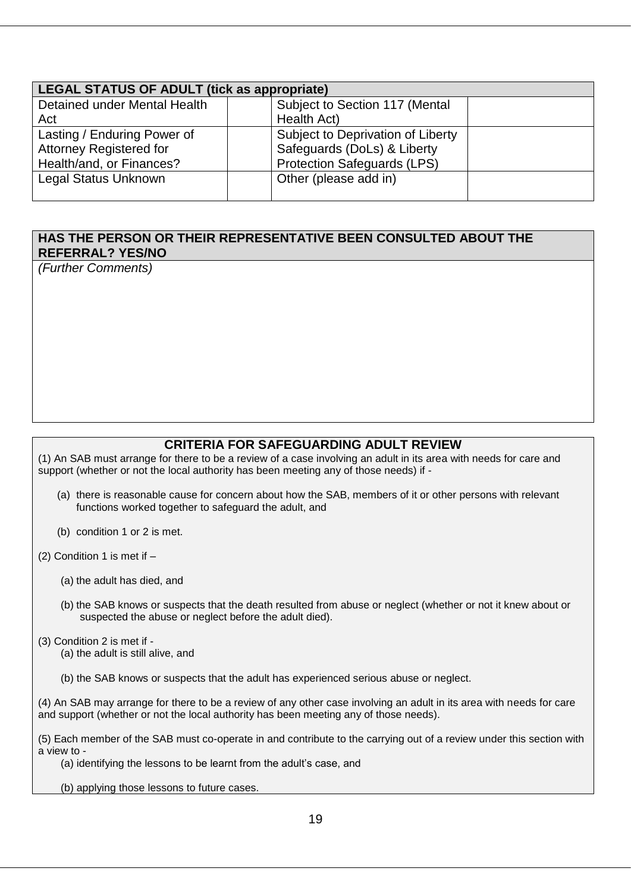| LEGAL STATUS OF ADULT (tick as appropriate) | | | |
|---|---|---|---|
| Detained under Mental Health Act | | Subject to Section 117 (Mental Health Act) | |
| Lasting / Enduring Power of Attorney Registered for Health/and, or Finances? | | Subject to Deprivation of Liberty Safeguards (DoLs) & Liberty Protection Safeguards (LPS) | |
| Legal Status Unknown | | Other (please add in) | |

| HAS THE PERSON OR THEIR REPRESENTATIVE BEEN CONSULTED ABOUT THE REFERRAL? YES/NO |
|---|
| *(Further Comments)* |

## CRITERIA FOR SAFEGUARDING ADULT REVIEW

(1) An SAB must arrange for there to be a review of a case involving an adult in its area with needs for care and support (whether or not the local authority has been meeting any of those needs) if -

- (a) there is reasonable cause for concern about how the SAB, members of it or other persons with relevant functions worked together to safeguard the adult, and
- (b) condition 1 or 2 is met.

(2) Condition 1 is met if –

- (a) the adult has died, and
- (b) the SAB knows or suspects that the death resulted from abuse or neglect (whether or not it knew about or suspected the abuse or neglect before the adult died).

(3) Condition 2 is met if -

- (a) the adult is still alive, and
- (b) the SAB knows or suspects that the adult has experienced serious abuse or neglect.

(4) An SAB may arrange for there to be a review of any other case involving an adult in its area with needs for care and support (whether or not the local authority has been meeting any of those needs).

(5) Each member of the SAB must co-operate in and contribute to the carrying out of a review under this section with a view to -

- (a) identifying the lessons to be learnt from the adult's case, and
- (b) applying those lessons to future cases.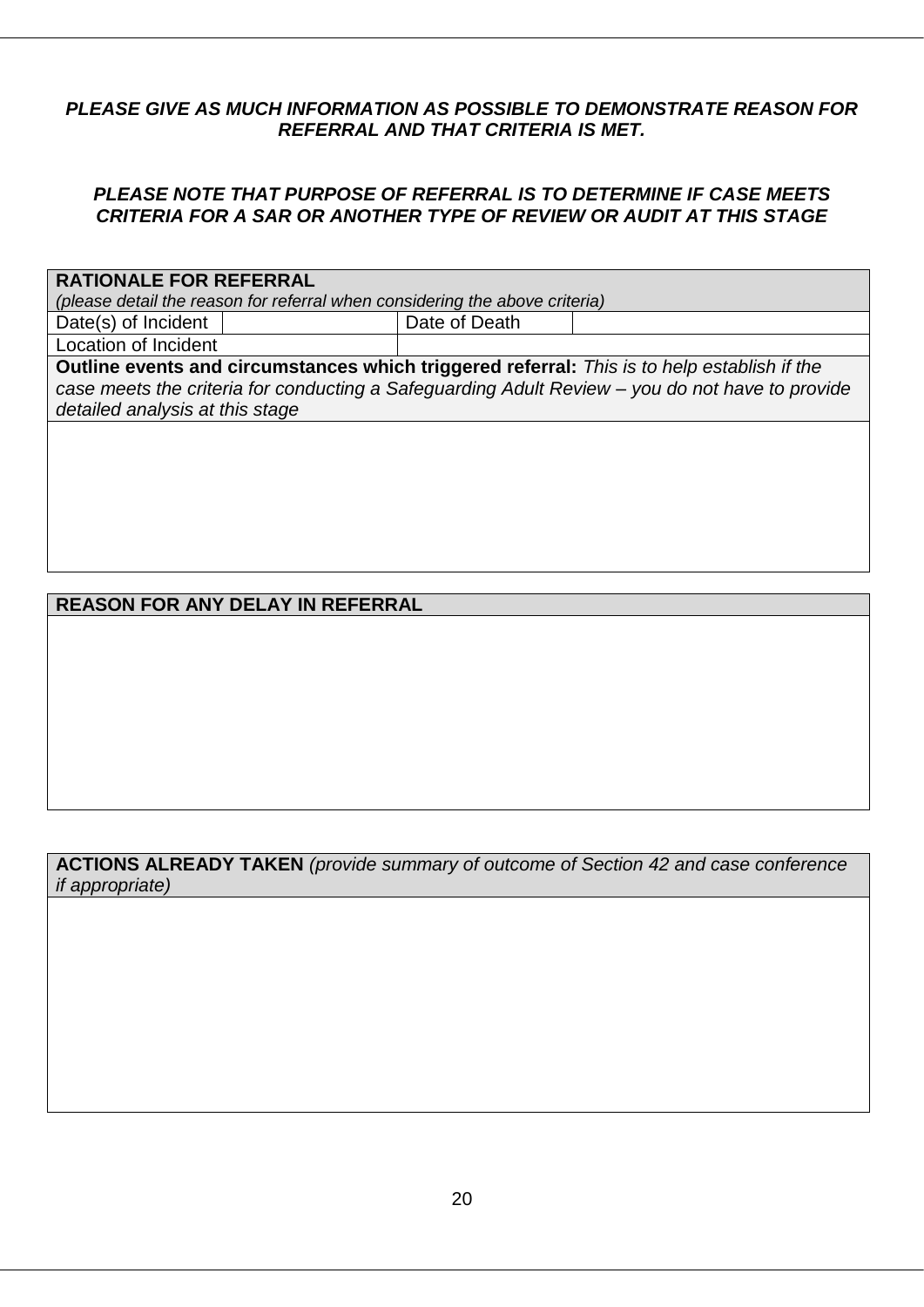***PLEASE GIVE AS MUCH INFORMATION AS POSSIBLE TO DEMONSTRATE REASON FOR REFERRAL AND THAT CRITERIA IS MET.***

***PLEASE NOTE THAT PURPOSE OF REFERRAL IS TO DETERMINE IF CASE MEETS CRITERIA FOR A SAR OR ANOTHER TYPE OF REVIEW OR AUDIT AT THIS STAGE***

| **RATIONALE FOR REFERRAL** *(please detail the reason for referral when considering the above criteria)* | | | |
|---|---|---|---|
| Date(s) of Incident | | Date of Death | |
| Location of Incident | | | |
| **Outline events and circumstances which triggered referral:** *This is to help establish if the case meets the criteria for conducting a Safeguarding Adult Review – you do not have to provide detailed analysis at this stage* | | | |
| | | | |

| **REASON FOR ANY DELAY IN REFERRAL** |
|---|
| |

| **ACTIONS ALREADY TAKEN** *(provide summary of outcome of Section 42 and case conference if appropriate)* |
|---|
| |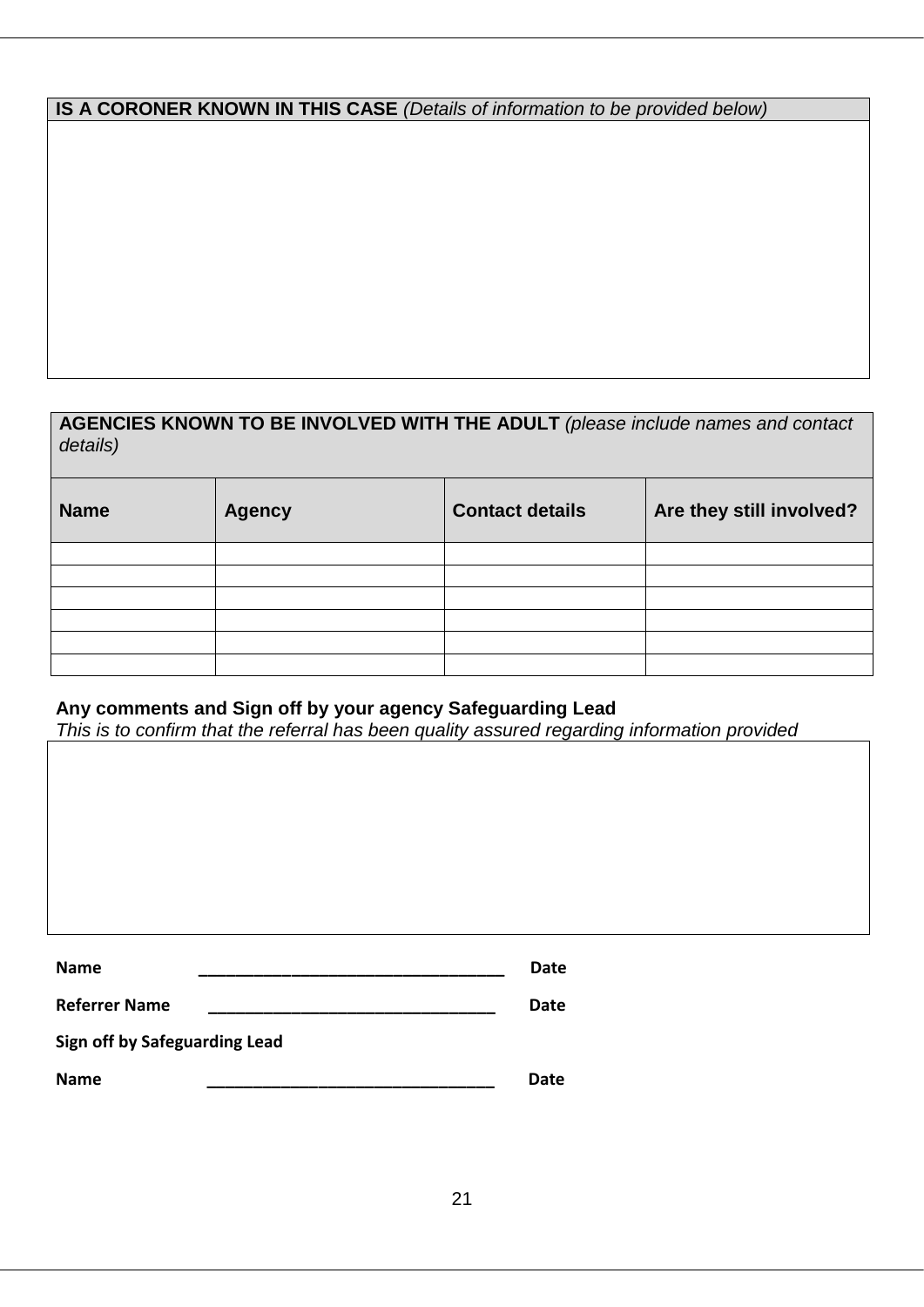| **IS A CORONER KNOWN IN THIS CASE** *(Details of information to be provided below)* |
|---|
| |

| **AGENCIES KNOWN TO BE INVOLVED WITH THE ADULT** *(please include names and contact details)* | | | |
|---|---|---|---|
| **Name** | **Agency** | **Contact details** | **Are they still involved?** |
| | | | |
| | | | |
| | | | |
| | | | |
| | | | |
| | | | |

**Any comments and Sign off by your agency Safeguarding Lead**
*This is to confirm that the referral has been quality assured regarding information provided*

| |
|---|
| |

**Name** ________________________________ **Date**

**Referrer Name** ______________________________ **Date**

**Sign off by Safeguarding Lead**

**Name** ______________________________ **Date**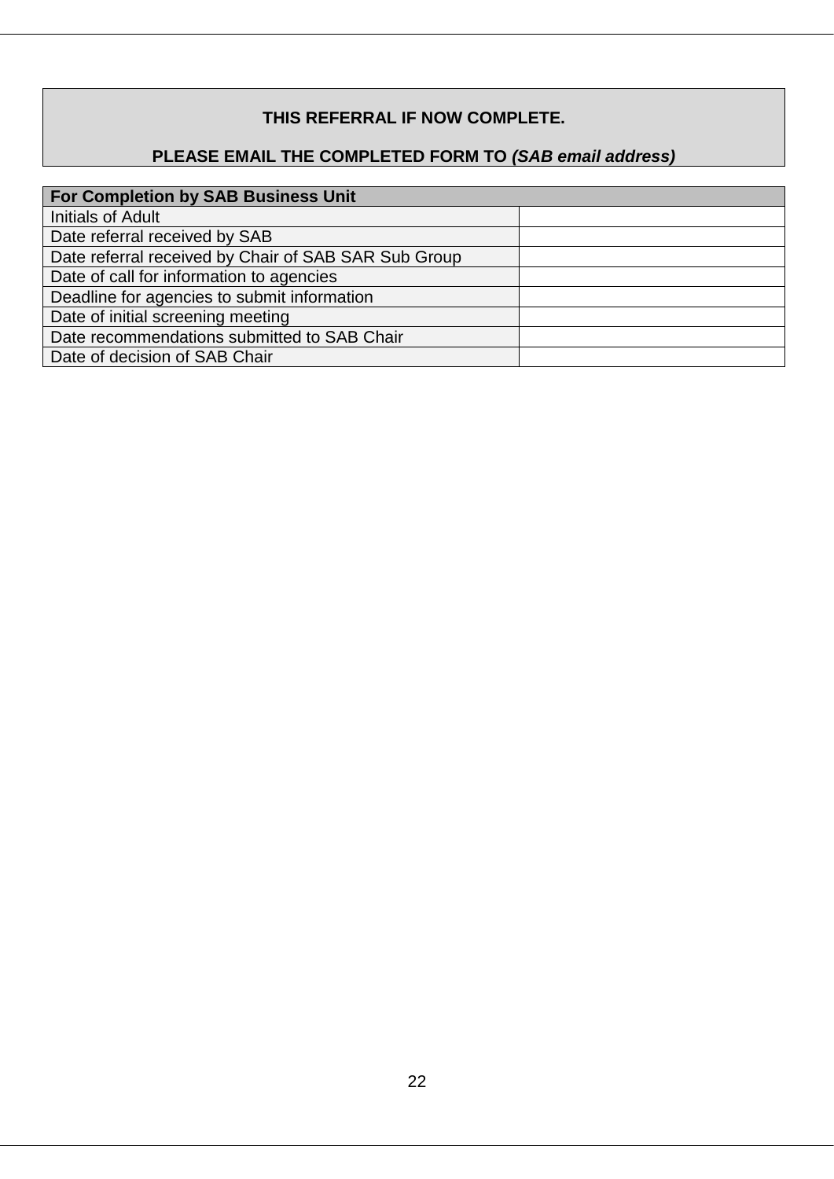**THIS REFERRAL IF NOW COMPLETE.**

**PLEASE EMAIL THE COMPLETED FORM TO *(SAB email address)***

| For Completion by SAB Business Unit | |
|---|---|
| Initials of Adult | |
| Date referral received by SAB | |
| Date referral received by Chair of SAB SAR Sub Group | |
| Date of call for information to agencies | |
| Deadline for agencies to submit information | |
| Date of initial screening meeting | |
| Date recommendations submitted to SAB Chair | |
| Date of decision of SAB Chair | |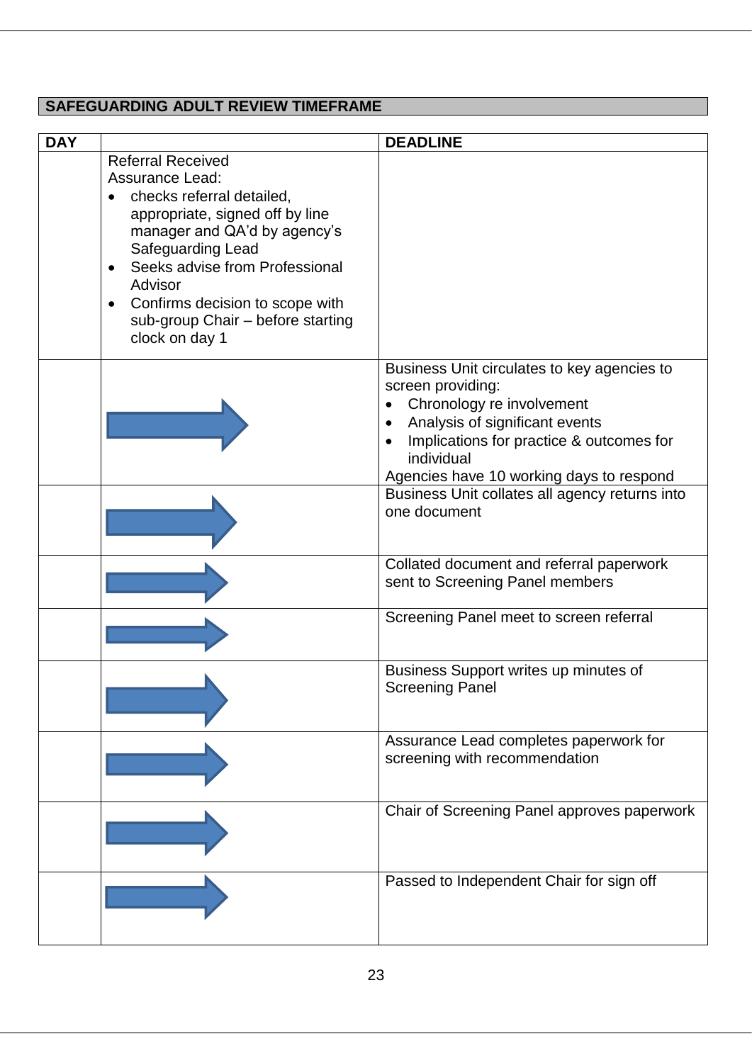## SAFEGUARDING ADULT REVIEW TIMEFRAME

| DAY | | DEADLINE |
|---|---|---|
| | Referral Received<br>Assurance Lead:<br>• checks referral detailed, appropriate, signed off by line manager and QA'd by agency's Safeguarding Lead<br>• Seeks advise from Professional Advisor<br>• Confirms decision to scope with sub-group Chair – before starting clock on day 1 | |
| | → | Business Unit circulates to key agencies to screen providing:<br>• Chronology re involvement<br>• Analysis of significant events<br>• Implications for practice & outcomes for individual<br>Agencies have 10 working days to respond |
| | → | Business Unit collates all agency returns into one document |
| | → | Collated document and referral paperwork sent to Screening Panel members |
| | → | Screening Panel meet to screen referral |
| | → | Business Support writes up minutes of Screening Panel |
| | → | Assurance Lead completes paperwork for screening with recommendation |
| | → | Chair of Screening Panel approves paperwork |
| | → | Passed to Independent Chair for sign off |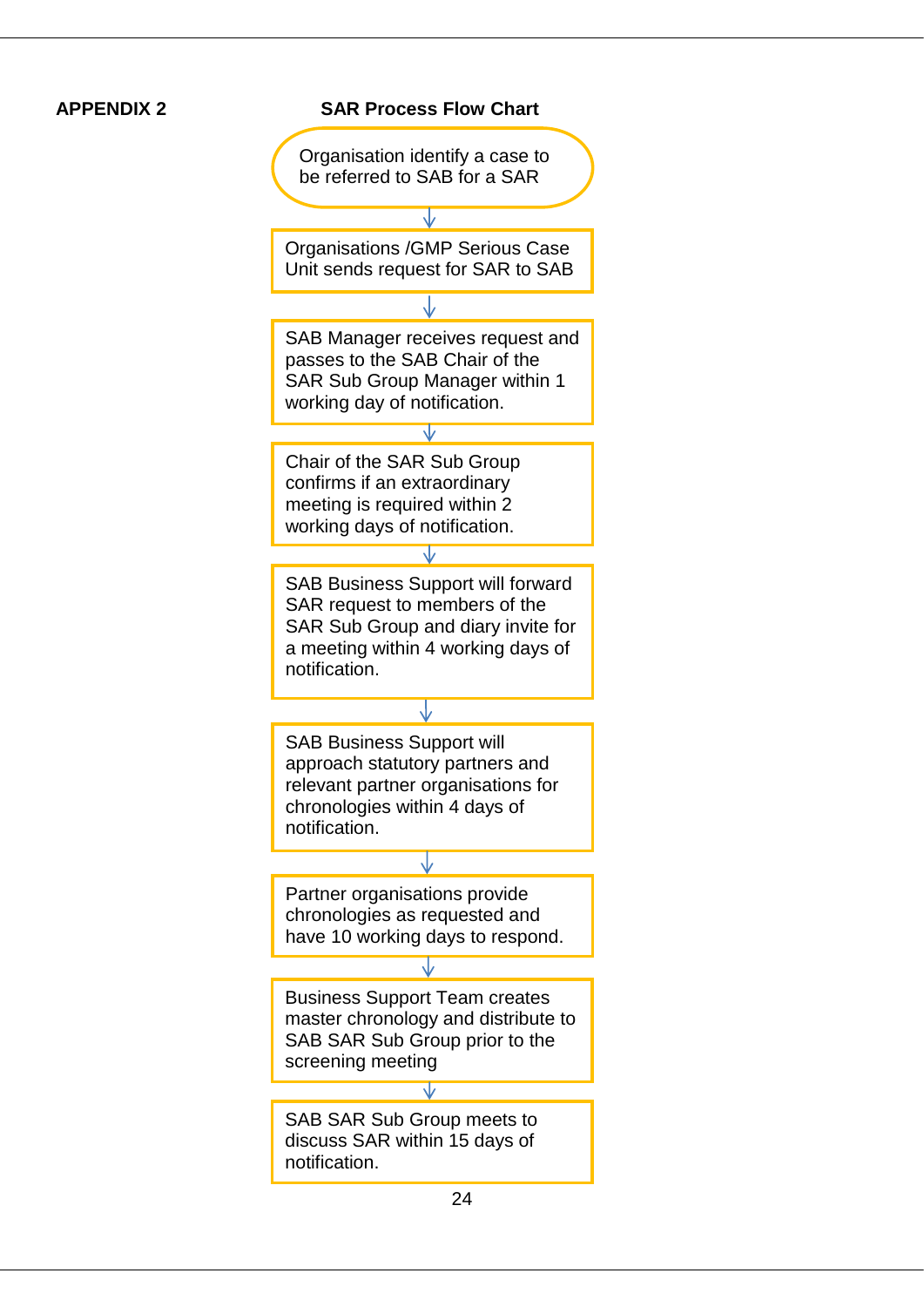**APPENDIX 2**

## SAR Process Flow Chart

Organisation identify a case to be referred to SAB for a SAR

↓

Organisations /GMP Serious Case Unit sends request for SAR to SAB

↓

SAB Manager receives request and passes to the SAB Chair of the SAR Sub Group Manager within 1 working day of notification.

↓

Chair of the SAR Sub Group confirms if an extraordinary meeting is required within 2 working days of notification.

↓

SAB Business Support will forward SAR request to members of the SAR Sub Group and diary invite for a meeting within 4 working days of notification.

↓

SAB Business Support will approach statutory partners and relevant partner organisations for chronologies within 4 days of notification.

↓

Partner organisations provide chronologies as requested and have 10 working days to respond.

↓

Business Support Team creates master chronology and distribute to SAB SAR Sub Group prior to the screening meeting

↓

SAB SAR Sub Group meets to discuss SAR within 15 days of notification.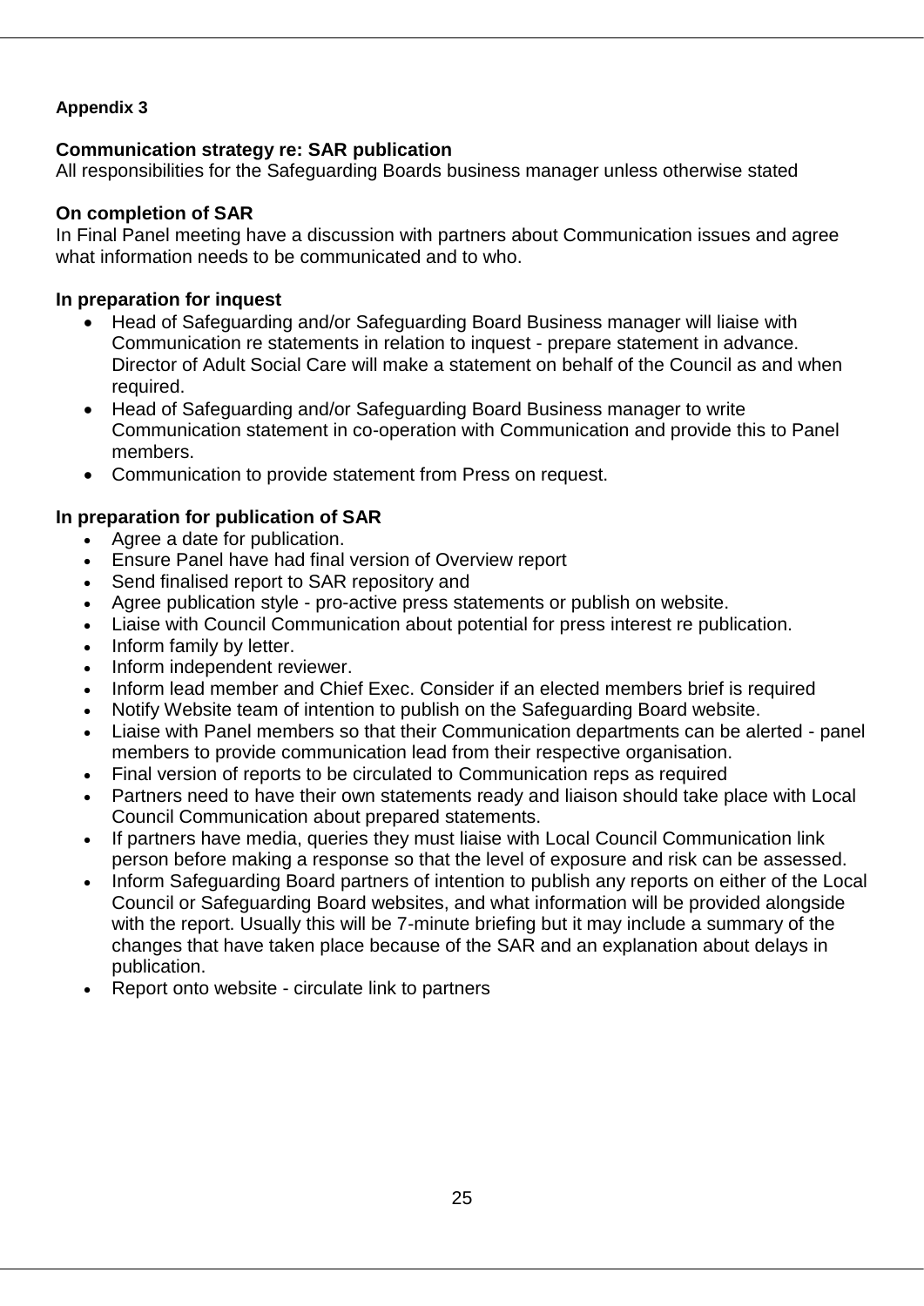**Appendix 3**

**Communication strategy re: SAR publication**
All responsibilities for the Safeguarding Boards business manager unless otherwise stated

**On completion of SAR**
In Final Panel meeting have a discussion with partners about Communication issues and agree what information needs to be communicated and to who.

**In preparation for inquest**

- Head of Safeguarding and/or Safeguarding Board Business manager will liaise with Communication re statements in relation to inquest - prepare statement in advance. Director of Adult Social Care will make a statement on behalf of the Council as and when required.
- Head of Safeguarding and/or Safeguarding Board Business manager to write Communication statement in co-operation with Communication and provide this to Panel members.
- Communication to provide statement from Press on request.

**In preparation for publication of SAR**

- Agree a date for publication.
- Ensure Panel have had final version of Overview report
- Send finalised report to SAR repository and
- Agree publication style - pro-active press statements or publish on website.
- Liaise with Council Communication about potential for press interest re publication.
- Inform family by letter.
- Inform independent reviewer.
- Inform lead member and Chief Exec. Consider if an elected members brief is required
- Notify Website team of intention to publish on the Safeguarding Board website.
- Liaise with Panel members so that their Communication departments can be alerted - panel members to provide communication lead from their respective organisation.
- Final version of reports to be circulated to Communication reps as required
- Partners need to have their own statements ready and liaison should take place with Local Council Communication about prepared statements.
- If partners have media, queries they must liaise with Local Council Communication link person before making a response so that the level of exposure and risk can be assessed.
- Inform Safeguarding Board partners of intention to publish any reports on either of the Local Council or Safeguarding Board websites, and what information will be provided alongside with the report. Usually this will be 7-minute briefing but it may include a summary of the changes that have taken place because of the SAR and an explanation about delays in publication.
- Report onto website - circulate link to partners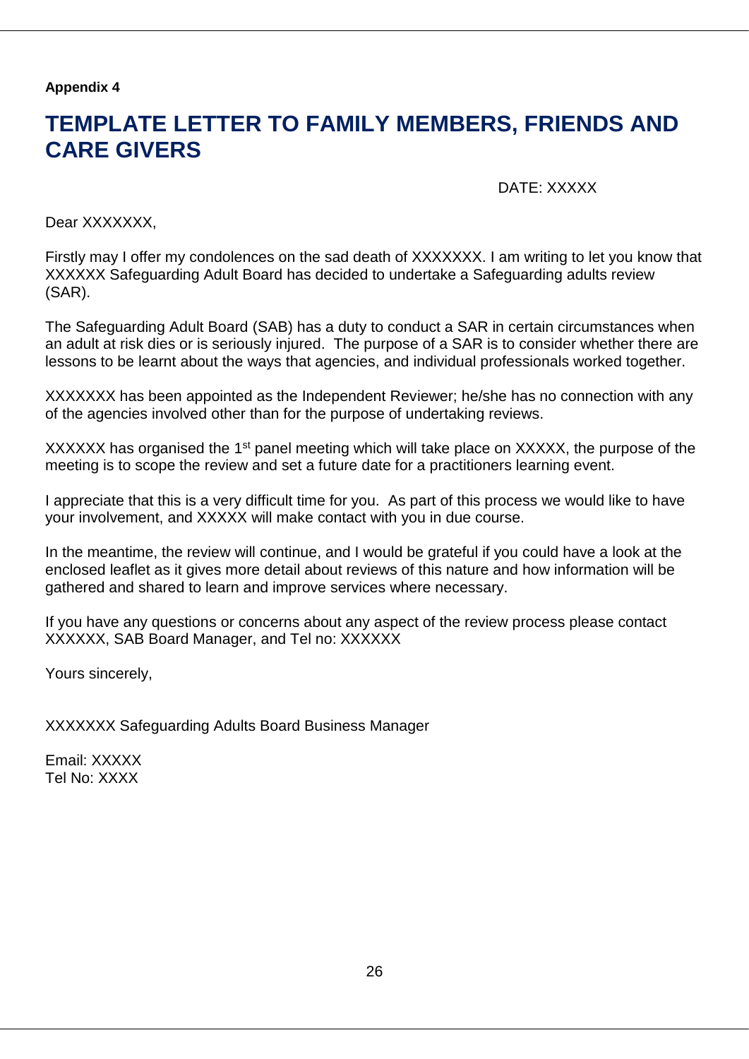**Appendix 4**

# TEMPLATE LETTER TO FAMILY MEMBERS, FRIENDS AND CARE GIVERS

DATE: XXXXX

Dear XXXXXXX,

Firstly may I offer my condolences on the sad death of XXXXXXX. I am writing to let you know that XXXXXX Safeguarding Adult Board has decided to undertake a Safeguarding adults review (SAR).

The Safeguarding Adult Board (SAB) has a duty to conduct a SAR in certain circumstances when an adult at risk dies or is seriously injured. The purpose of a SAR is to consider whether there are lessons to be learnt about the ways that agencies, and individual professionals worked together.

XXXXXXX has been appointed as the Independent Reviewer; he/she has no connection with any of the agencies involved other than for the purpose of undertaking reviews.

XXXXXX has organised the 1st panel meeting which will take place on XXXXX, the purpose of the meeting is to scope the review and set a future date for a practitioners learning event.

I appreciate that this is a very difficult time for you. As part of this process we would like to have your involvement, and XXXXX will make contact with you in due course.

In the meantime, the review will continue, and I would be grateful if you could have a look at the enclosed leaflet as it gives more detail about reviews of this nature and how information will be gathered and shared to learn and improve services where necessary.

If you have any questions or concerns about any aspect of the review process please contact XXXXXX, SAB Board Manager, and Tel no: XXXXXX

Yours sincerely,

XXXXXXX Safeguarding Adults Board Business Manager

Email: XXXXX
Tel No: XXXX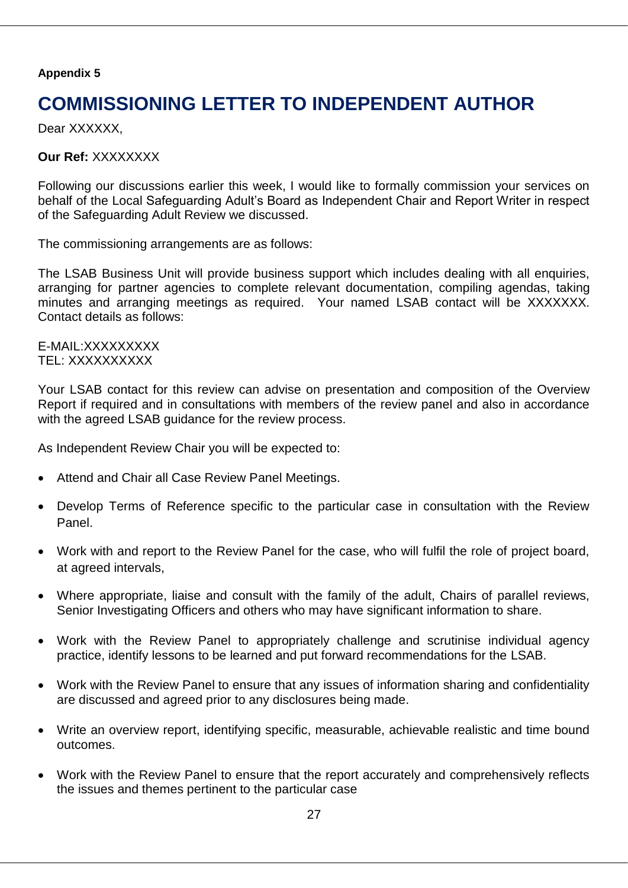**Appendix 5**

# COMMISSIONING LETTER TO INDEPENDENT AUTHOR

Dear XXXXXX,

**Our Ref:** XXXXXXXX

Following our discussions earlier this week, I would like to formally commission your services on behalf of the Local Safeguarding Adult's Board as Independent Chair and Report Writer in respect of the Safeguarding Adult Review we discussed.

The commissioning arrangements are as follows:

The LSAB Business Unit will provide business support which includes dealing with all enquiries, arranging for partner agencies to complete relevant documentation, compiling agendas, taking minutes and arranging meetings as required. Your named LSAB contact will be XXXXXXX. Contact details as follows:

E-MAIL:XXXXXXXXX
TEL: XXXXXXXXXX

Your LSAB contact for this review can advise on presentation and composition of the Overview Report if required and in consultations with members of the review panel and also in accordance with the agreed LSAB guidance for the review process.

As Independent Review Chair you will be expected to:

- Attend and Chair all Case Review Panel Meetings.
- Develop Terms of Reference specific to the particular case in consultation with the Review Panel.
- Work with and report to the Review Panel for the case, who will fulfil the role of project board, at agreed intervals,
- Where appropriate, liaise and consult with the family of the adult, Chairs of parallel reviews, Senior Investigating Officers and others who may have significant information to share.
- Work with the Review Panel to appropriately challenge and scrutinise individual agency practice, identify lessons to be learned and put forward recommendations for the LSAB.
- Work with the Review Panel to ensure that any issues of information sharing and confidentiality are discussed and agreed prior to any disclosures being made.
- Write an overview report, identifying specific, measurable, achievable realistic and time bound outcomes.
- Work with the Review Panel to ensure that the report accurately and comprehensively reflects the issues and themes pertinent to the particular case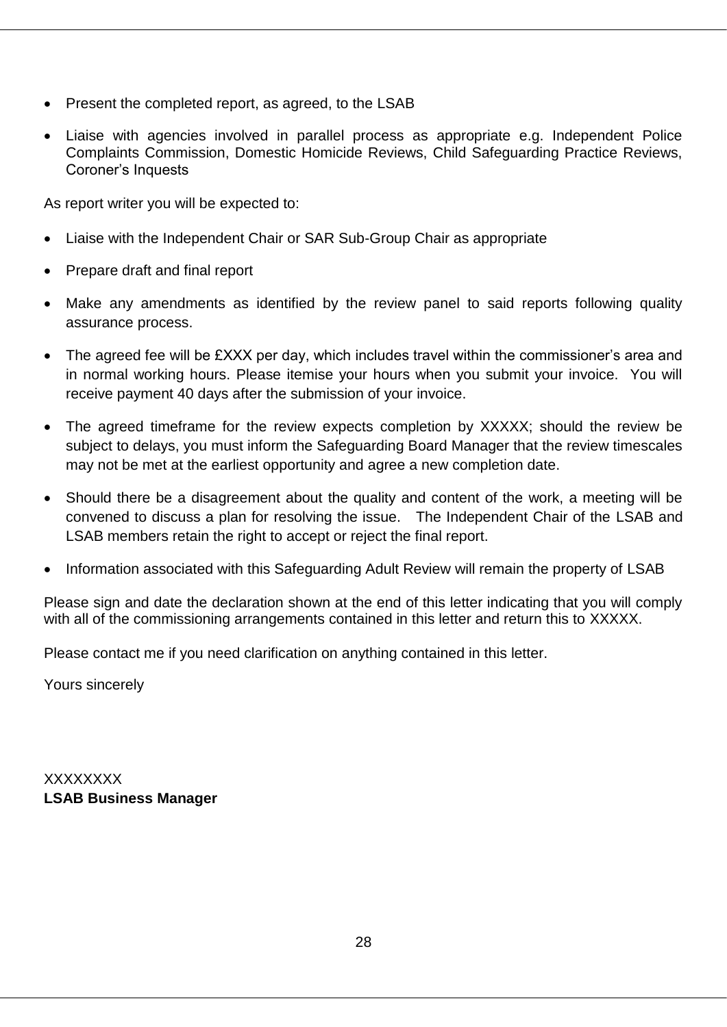- Present the completed report, as agreed, to the LSAB
- Liaise with agencies involved in parallel process as appropriate e.g. Independent Police Complaints Commission, Domestic Homicide Reviews, Child Safeguarding Practice Reviews, Coroner's Inquests

As report writer you will be expected to:

- Liaise with the Independent Chair or SAR Sub-Group Chair as appropriate
- Prepare draft and final report
- Make any amendments as identified by the review panel to said reports following quality assurance process.
- The agreed fee will be £XXX per day, which includes travel within the commissioner's area and in normal working hours. Please itemise your hours when you submit your invoice. You will receive payment 40 days after the submission of your invoice.
- The agreed timeframe for the review expects completion by XXXXX; should the review be subject to delays, you must inform the Safeguarding Board Manager that the review timescales may not be met at the earliest opportunity and agree a new completion date.
- Should there be a disagreement about the quality and content of the work, a meeting will be convened to discuss a plan for resolving the issue. The Independent Chair of the LSAB and LSAB members retain the right to accept or reject the final report.
- Information associated with this Safeguarding Adult Review will remain the property of LSAB

Please sign and date the declaration shown at the end of this letter indicating that you will comply with all of the commissioning arrangements contained in this letter and return this to XXXXX.

Please contact me if you need clarification on anything contained in this letter.

Yours sincerely

XXXXXXXX
**LSAB Business Manager**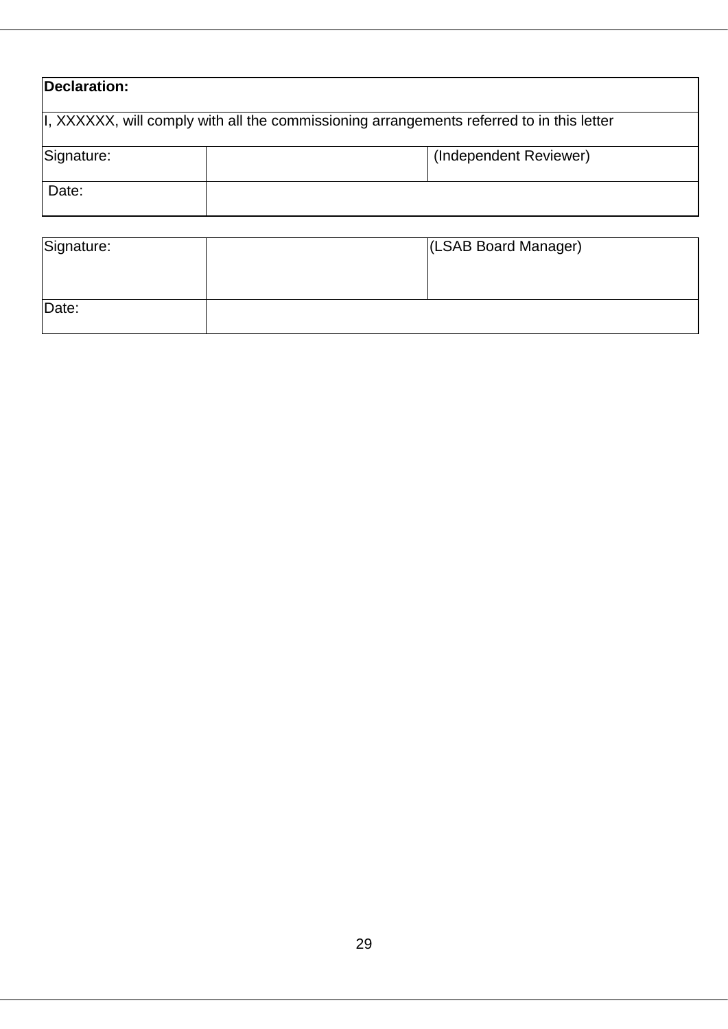| **Declaration:** | | |
|---|---|---|
| I, XXXXXX, will comply with all the commissioning arrangements referred to in this letter | | |
| Signature: | | (Independent Reviewer) |
| Date: | | |

| Signature: | | (LSAB Board Manager) |
|---|---|---|
| Date: | | |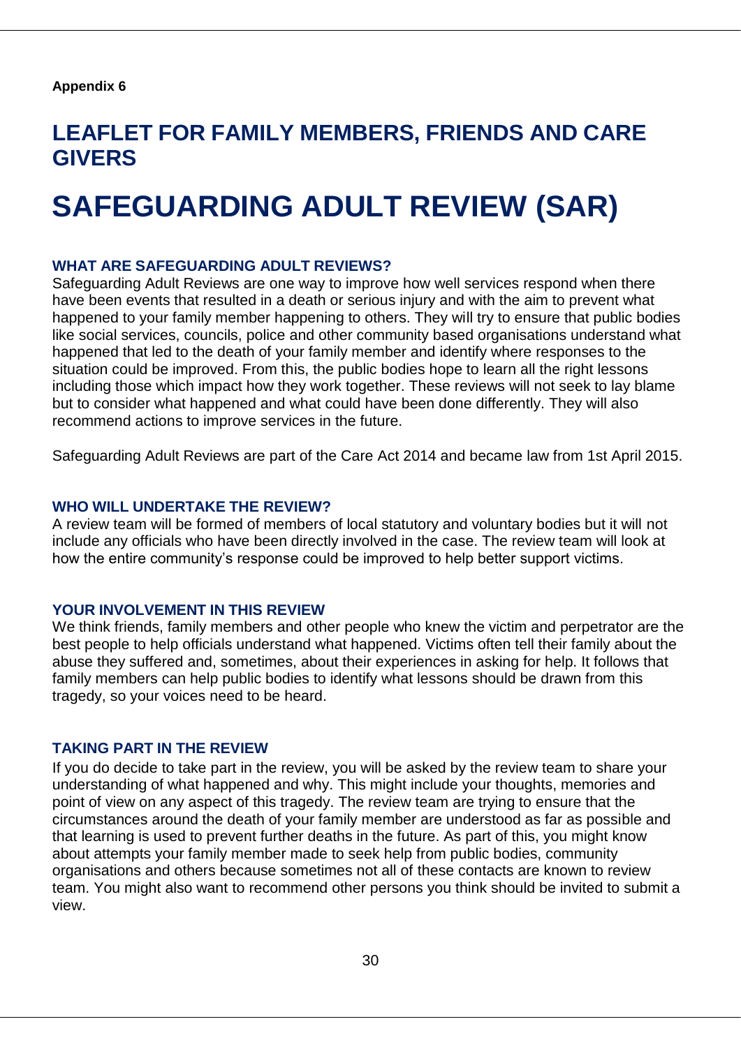**Appendix 6**

## LEAFLET FOR FAMILY MEMBERS, FRIENDS AND CARE GIVERS

# SAFEGUARDING ADULT REVIEW (SAR)

### WHAT ARE SAFEGUARDING ADULT REVIEWS?

Safeguarding Adult Reviews are one way to improve how well services respond when there have been events that resulted in a death or serious injury and with the aim to prevent what happened to your family member happening to others. They will try to ensure that public bodies like social services, councils, police and other community based organisations understand what happened that led to the death of your family member and identify where responses to the situation could be improved. From this, the public bodies hope to learn all the right lessons including those which impact how they work together. These reviews will not seek to lay blame but to consider what happened and what could have been done differently. They will also recommend actions to improve services in the future.

Safeguarding Adult Reviews are part of the Care Act 2014 and became law from 1st April 2015.

### WHO WILL UNDERTAKE THE REVIEW?

A review team will be formed of members of local statutory and voluntary bodies but it will not include any officials who have been directly involved in the case. The review team will look at how the entire community's response could be improved to help better support victims.

### YOUR INVOLVEMENT IN THIS REVIEW

We think friends, family members and other people who knew the victim and perpetrator are the best people to help officials understand what happened. Victims often tell their family about the abuse they suffered and, sometimes, about their experiences in asking for help. It follows that family members can help public bodies to identify what lessons should be drawn from this tragedy, so your voices need to be heard.

### TAKING PART IN THE REVIEW

If you do decide to take part in the review, you will be asked by the review team to share your understanding of what happened and why. This might include your thoughts, memories and point of view on any aspect of this tragedy. The review team are trying to ensure that the circumstances around the death of your family member are understood as far as possible and that learning is used to prevent further deaths in the future. As part of this, you might know about attempts your family member made to seek help from public bodies, community organisations and others because sometimes not all of these contacts are known to review team. You might also want to recommend other persons you think should be invited to submit a view.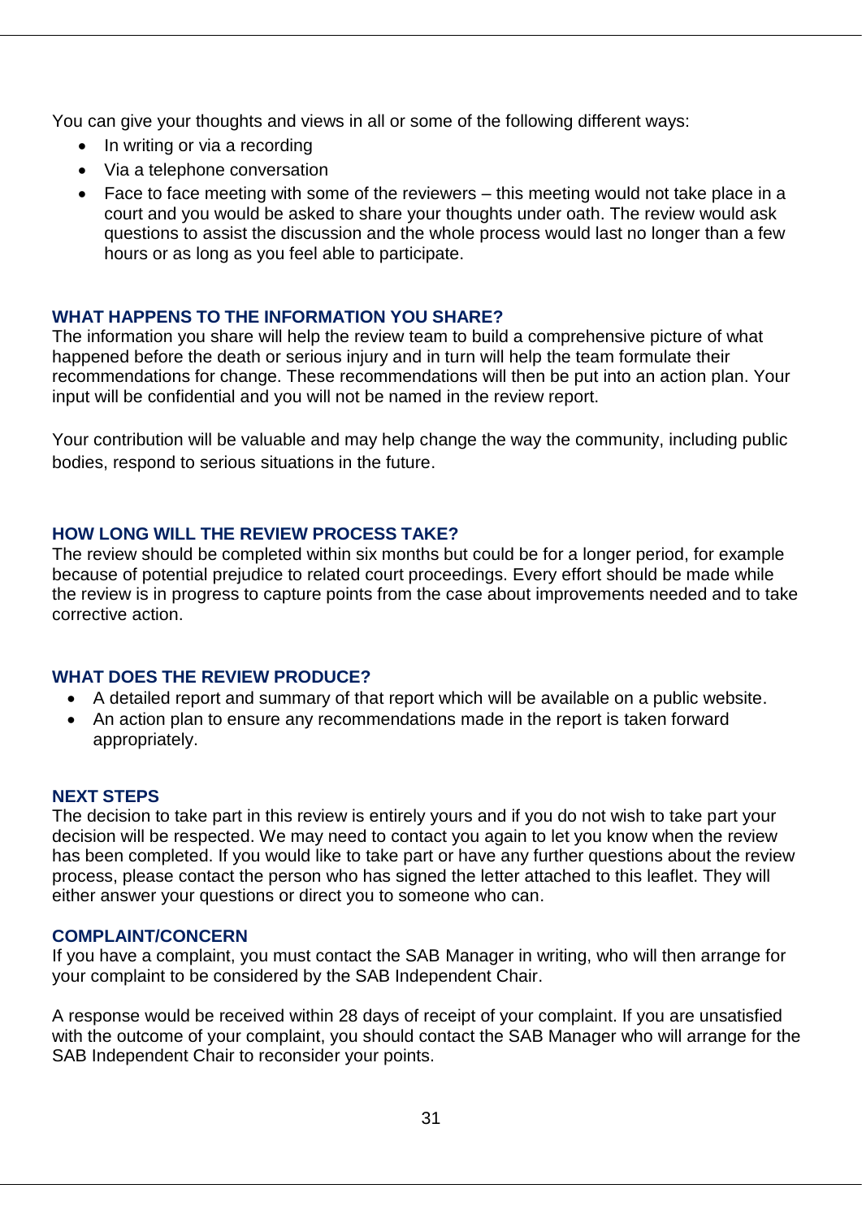You can give your thoughts and views in all or some of the following different ways:

- In writing or via a recording
- Via a telephone conversation
- Face to face meeting with some of the reviewers – this meeting would not take place in a court and you would be asked to share your thoughts under oath. The review would ask questions to assist the discussion and the whole process would last no longer than a few hours or as long as you feel able to participate.

### WHAT HAPPENS TO THE INFORMATION YOU SHARE?

The information you share will help the review team to build a comprehensive picture of what happened before the death or serious injury and in turn will help the team formulate their recommendations for change. These recommendations will then be put into an action plan. Your input will be confidential and you will not be named in the review report.

Your contribution will be valuable and may help change the way the community, including public bodies, respond to serious situations in the future.

### HOW LONG WILL THE REVIEW PROCESS TAKE?

The review should be completed within six months but could be for a longer period, for example because of potential prejudice to related court proceedings. Every effort should be made while the review is in progress to capture points from the case about improvements needed and to take corrective action.

### WHAT DOES THE REVIEW PRODUCE?

- A detailed report and summary of that report which will be available on a public website.
- An action plan to ensure any recommendations made in the report is taken forward appropriately.

### NEXT STEPS

The decision to take part in this review is entirely yours and if you do not wish to take part your decision will be respected. We may need to contact you again to let you know when the review has been completed. If you would like to take part or have any further questions about the review process, please contact the person who has signed the letter attached to this leaflet. They will either answer your questions or direct you to someone who can.

### COMPLAINT/CONCERN

If you have a complaint, you must contact the SAB Manager in writing, who will then arrange for your complaint to be considered by the SAB Independent Chair.

A response would be received within 28 days of receipt of your complaint. If you are unsatisfied with the outcome of your complaint, you should contact the SAB Manager who will arrange for the SAB Independent Chair to reconsider your points.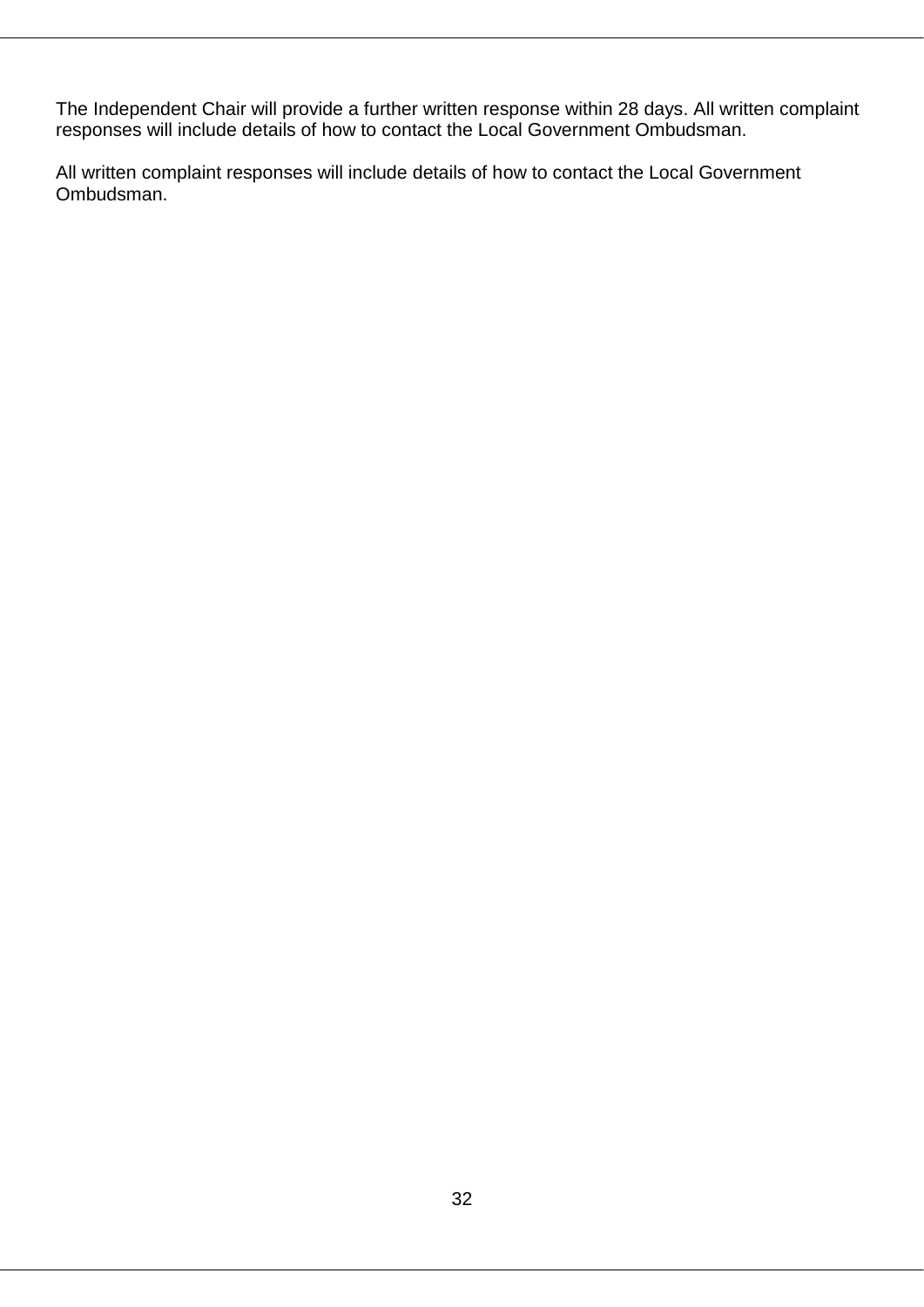The Independent Chair will provide a further written response within 28 days. All written complaint responses will include details of how to contact the Local Government Ombudsman.

All written complaint responses will include details of how to contact the Local Government Ombudsman.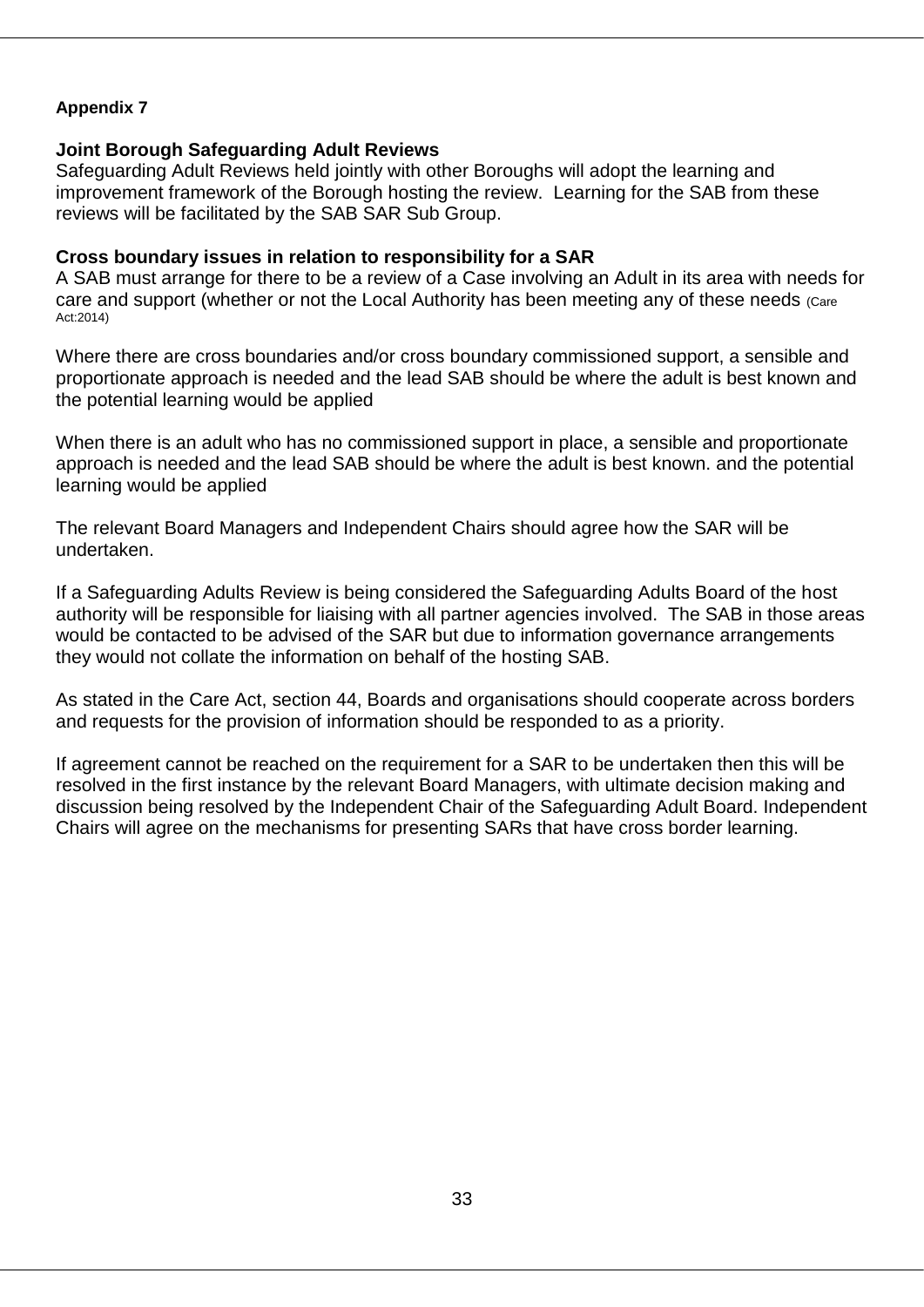**Appendix 7**

**Joint Borough Safeguarding Adult Reviews**

Safeguarding Adult Reviews held jointly with other Boroughs will adopt the learning and improvement framework of the Borough hosting the review. Learning for the SAB from these reviews will be facilitated by the SAB SAR Sub Group.

**Cross boundary issues in relation to responsibility for a SAR**

A SAB must arrange for there to be a review of a Case involving an Adult in its area with needs for care and support (whether or not the Local Authority has been meeting any of these needs (Care Act:2014)

Where there are cross boundaries and/or cross boundary commissioned support, a sensible and proportionate approach is needed and the lead SAB should be where the adult is best known and the potential learning would be applied

When there is an adult who has no commissioned support in place, a sensible and proportionate approach is needed and the lead SAB should be where the adult is best known. and the potential learning would be applied

The relevant Board Managers and Independent Chairs should agree how the SAR will be undertaken.

If a Safeguarding Adults Review is being considered the Safeguarding Adults Board of the host authority will be responsible for liaising with all partner agencies involved. The SAB in those areas would be contacted to be advised of the SAR but due to information governance arrangements they would not collate the information on behalf of the hosting SAB.

As stated in the Care Act, section 44, Boards and organisations should cooperate across borders and requests for the provision of information should be responded to as a priority.

If agreement cannot be reached on the requirement for a SAR to be undertaken then this will be resolved in the first instance by the relevant Board Managers, with ultimate decision making and discussion being resolved by the Independent Chair of the Safeguarding Adult Board. Independent Chairs will agree on the mechanisms for presenting SARs that have cross border learning.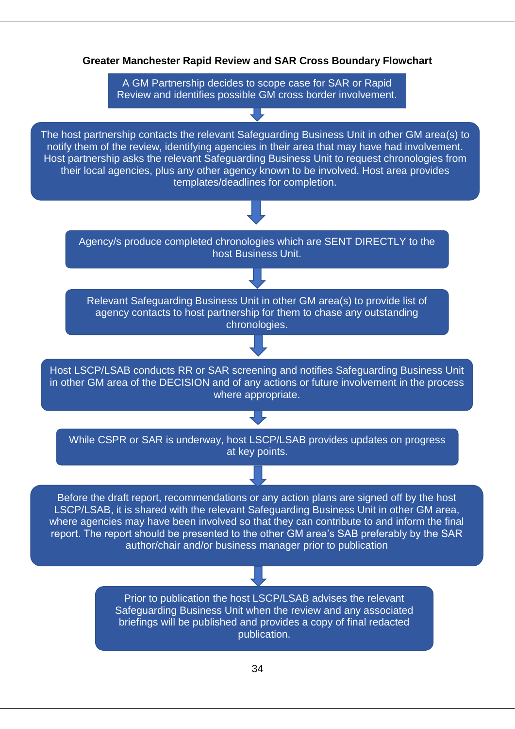**Greater Manchester Rapid Review and SAR Cross Boundary Flowchart**

A GM Partnership decides to scope case for SAR or Rapid Review and identifies possible GM cross border involvement.

↓

The host partnership contacts the relevant Safeguarding Business Unit in other GM area(s) to notify them of the review, identifying agencies in their area that may have had involvement. Host partnership asks the relevant Safeguarding Business Unit to request chronologies from their local agencies, plus any other agency known to be involved. Host area provides templates/deadlines for completion.

↓

Agency/s produce completed chronologies which are SENT DIRECTLY to the host Business Unit.

↓

Relevant Safeguarding Business Unit in other GM area(s) to provide list of agency contacts to host partnership for them to chase any outstanding chronologies.

↓

Host LSCP/LSAB conducts RR or SAR screening and notifies Safeguarding Business Unit in other GM area of the DECISION and of any actions or future involvement in the process where appropriate.

↓

While CSPR or SAR is underway, host LSCP/LSAB provides updates on progress at key points.

↓

Before the draft report, recommendations or any action plans are signed off by the host LSCP/LSAB, it is shared with the relevant Safeguarding Business Unit in other GM area, where agencies may have been involved so that they can contribute to and inform the final report. The report should be presented to the other GM area's SAB preferably by the SAR author/chair and/or business manager prior to publication

↓

Prior to publication the host LSCP/LSAB advises the relevant Safeguarding Business Unit when the review and any associated briefings will be published and provides a copy of final redacted publication.